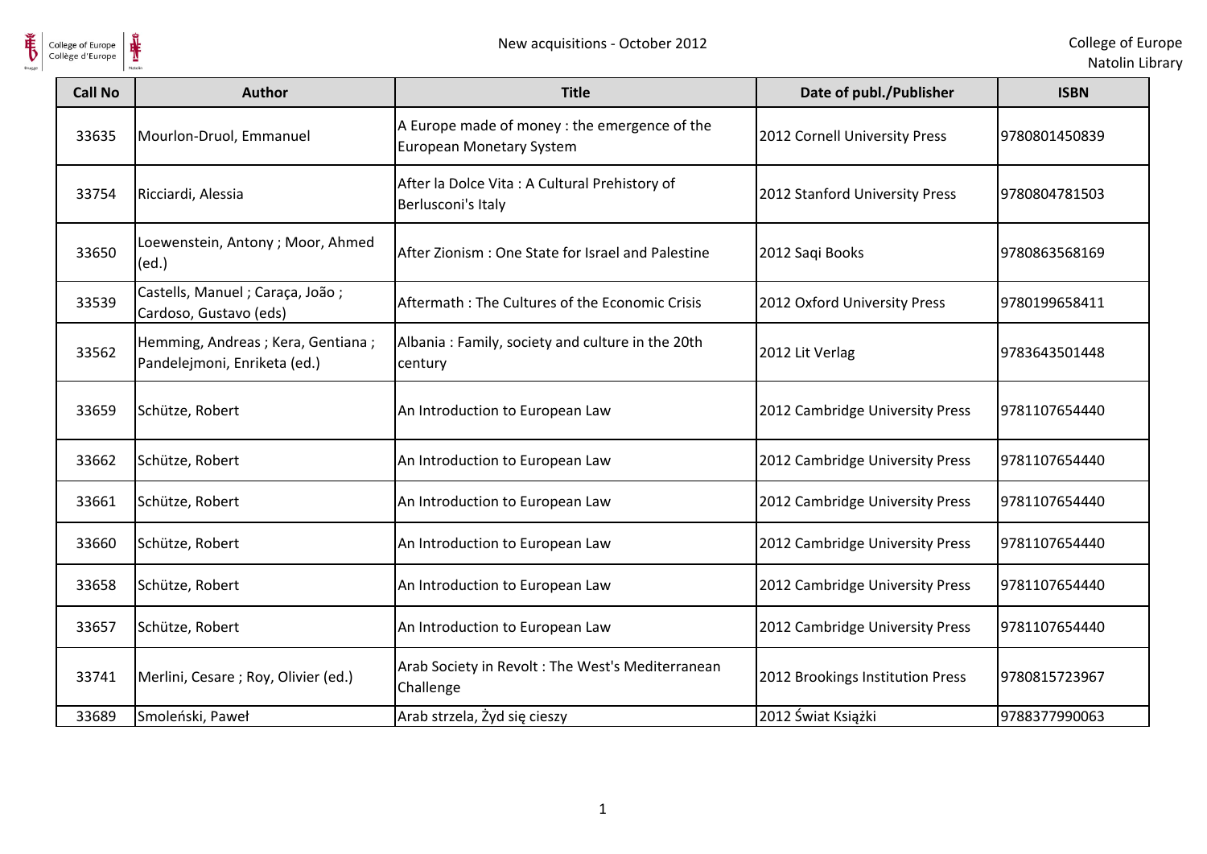| Call No | Author | Title | Date of publ./Publisher | ISBN |
| --- | --- | --- | --- | --- |
| 33635 | Mourlon-Druol, Emmanuel | A Europe made of money : the emergence of the European Monetary System | 2012 Cornell University Press | 9780801450839 |
| 33754 | Ricciardi, Alessia | After la Dolce Vita : A Cultural Prehistory of Berlusconi's Italy | 2012 Stanford University Press | 9780804781503 |
| 33650 | Loewenstein, Antony ; Moor, Ahmed (ed.) | After Zionism : One State for Israel and Palestine | 2012 Saqi Books | 9780863568169 |
| 33539 | Castells, Manuel ; Caraça, João ; Cardoso, Gustavo (eds) | Aftermath : The Cultures of the Economic Crisis | 2012 Oxford University Press | 9780199658411 |
| 33562 | Hemming, Andreas ; Kera, Gentiana ; Pandelejmoni, Enriketa (ed.) | Albania : Family, society and culture in the 20th century | 2012 Lit Verlag | 9783643501448 |
| 33659 | Schütze, Robert | An Introduction to European Law | 2012 Cambridge University Press | 9781107654440 |
| 33662 | Schütze, Robert | An Introduction to European Law | 2012 Cambridge University Press | 9781107654440 |
| 33661 | Schütze, Robert | An Introduction to European Law | 2012 Cambridge University Press | 9781107654440 |
| 33660 | Schütze, Robert | An Introduction to European Law | 2012 Cambridge University Press | 9781107654440 |
| 33658 | Schütze, Robert | An Introduction to European Law | 2012 Cambridge University Press | 9781107654440 |
| 33657 | Schütze, Robert | An Introduction to European Law | 2012 Cambridge University Press | 9781107654440 |
| 33741 | Merlini, Cesare ; Roy, Olivier (ed.) | Arab Society in Revolt : The West's Mediterranean Challenge | 2012 Brookings Institution Press | 9780815723967 |
| 33689 | Smoleński, Paweł | Arab strzela, Żyd się cieszy | 2012 Świat Książki | 9788377990063 |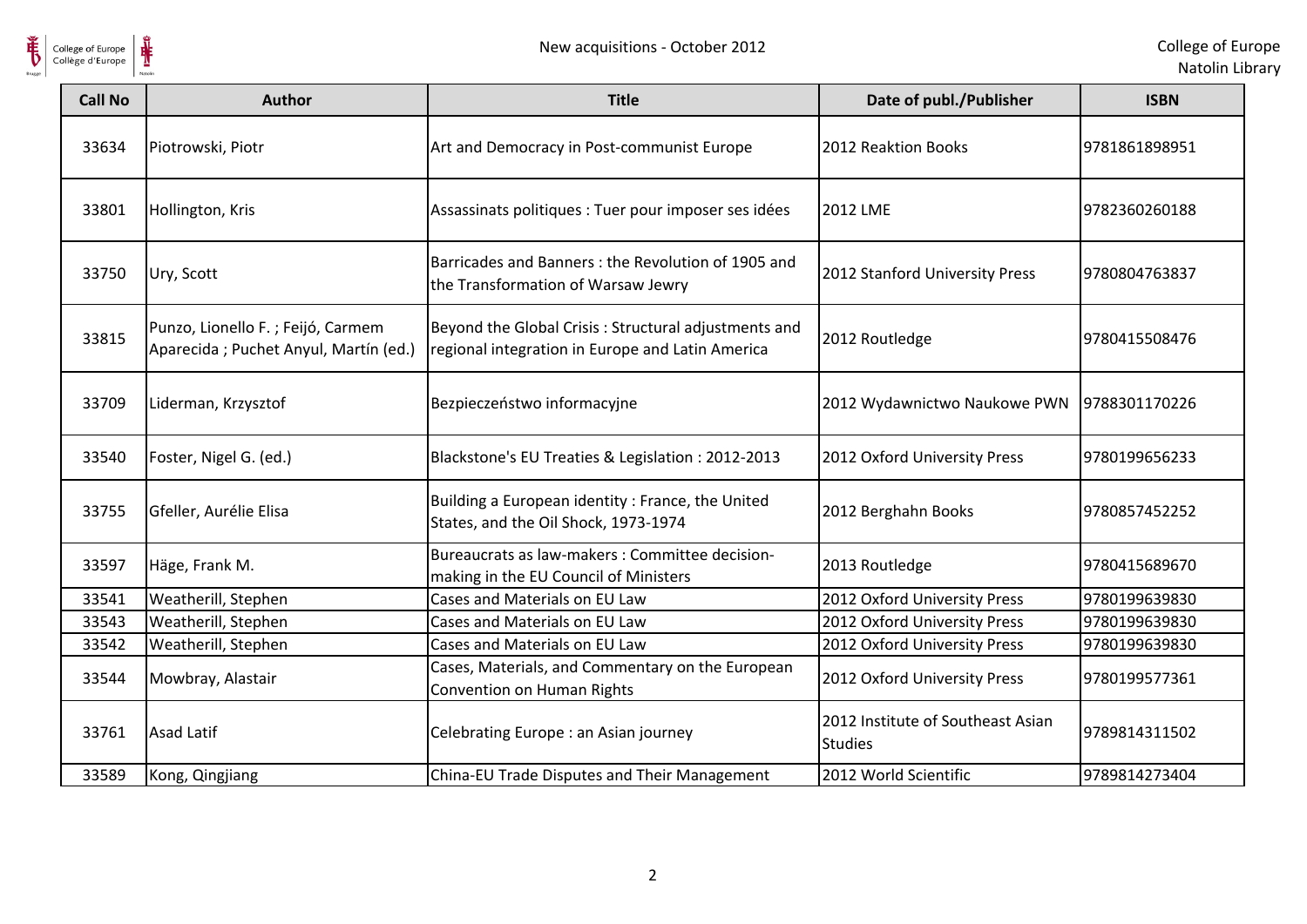| Call No | Author | Title | Date of publ./Publisher | ISBN |
|---|---|---|---|---|
| 33634 | Piotrowski, Piotr | Art and Democracy in Post-communist Europe | 2012 Reaktion Books | 9781861898951 |
| 33801 | Hollington, Kris | Assassinats politiques : Tuer pour imposer ses idées | 2012 LME | 9782360260188 |
| 33750 | Ury, Scott | Barricades and Banners : the Revolution of 1905 and the Transformation of Warsaw Jewry | 2012 Stanford University Press | 9780804763837 |
| 33815 | Punzo, Lionello F. ; Feijó, Carmem Aparecida ; Puchet Anyul, Martín (ed.) | Beyond the Global Crisis : Structural adjustments and regional integration in Europe and Latin America | 2012 Routledge | 9780415508476 |
| 33709 | Liderman, Krzysztof | Bezpieczeństwo informacyjne | 2012 Wydawnictwo Naukowe PWN | 9788301170226 |
| 33540 | Foster, Nigel G. (ed.) | Blackstone's EU Treaties & Legislation : 2012-2013 | 2012 Oxford University Press | 9780199656233 |
| 33755 | Gfeller, Aurélie Elisa | Building a European identity : France, the United States, and the Oil Shock, 1973-1974 | 2012 Berghahn Books | 9780857452252 |
| 33597 | Häge, Frank M. | Bureaucrats as law-makers : Committee decision-making in the EU Council of Ministers | 2013 Routledge | 9780415689670 |
| 33541 | Weatherill, Stephen | Cases and Materials on EU Law | 2012 Oxford University Press | 9780199639830 |
| 33543 | Weatherill, Stephen | Cases and Materials on EU Law | 2012 Oxford University Press | 9780199639830 |
| 33542 | Weatherill, Stephen | Cases and Materials on EU Law | 2012 Oxford University Press | 9780199639830 |
| 33544 | Mowbray, Alastair | Cases, Materials, and Commentary on the European Convention on Human Rights | 2012 Oxford University Press | 9780199577361 |
| 33761 | Asad Latif | Celebrating Europe : an Asian journey | 2012 Institute of Southeast Asian Studies | 9789814311502 |
| 33589 | Kong, Qingjiang | China-EU Trade Disputes and Their Management | 2012 World Scientific | 9789814273404 |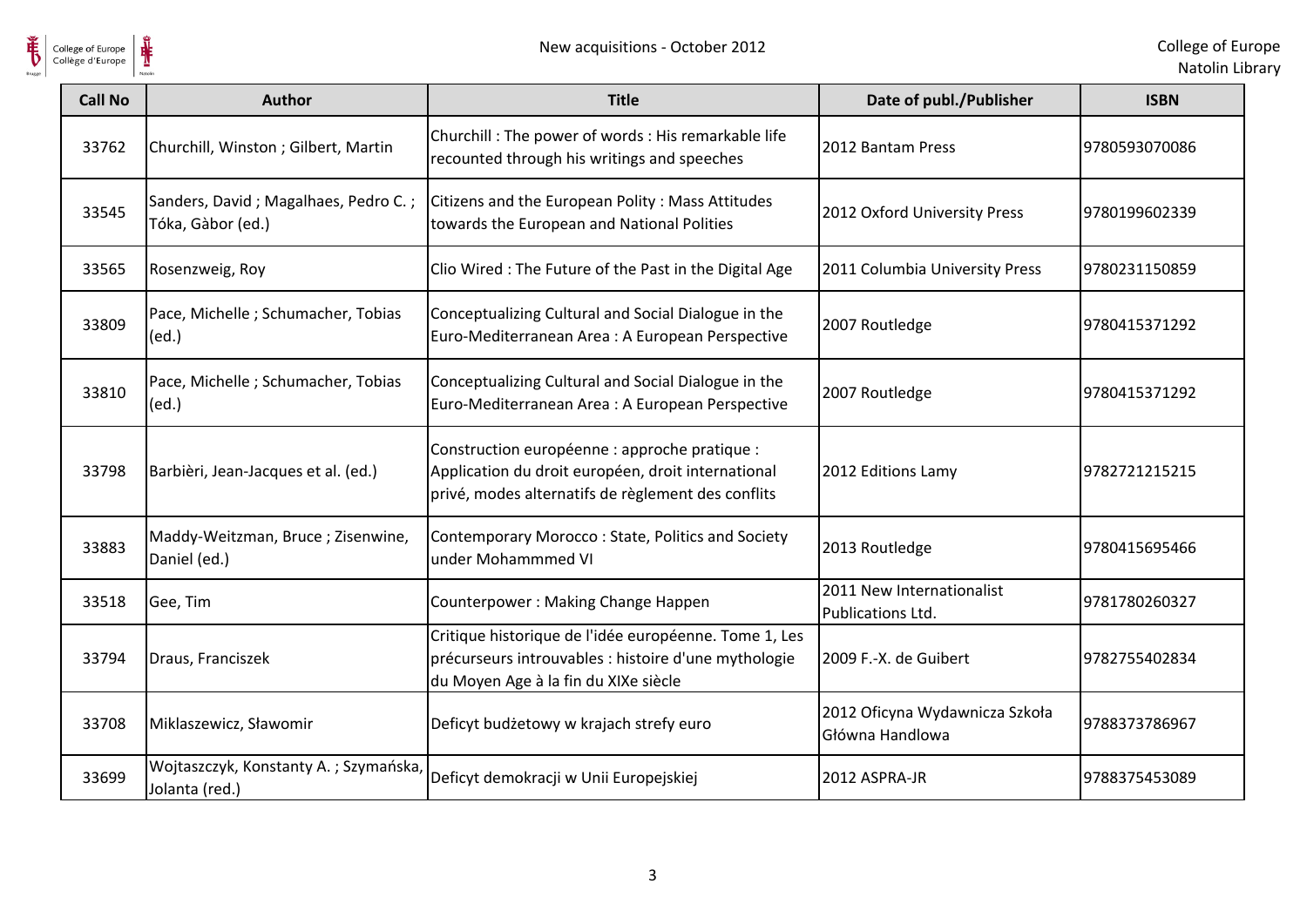| Call No | Author | Title | Date of publ./Publisher | ISBN |
|---|---|---|---|---|
| 33762 | Churchill, Winston ; Gilbert, Martin | Churchill : The power of words : His remarkable life recounted through his writings and speeches | 2012 Bantam Press | 9780593070086 |
| 33545 | Sanders, David ; Magalhaes, Pedro C. ; Tóka, Gàbor (ed.) | Citizens and the European Polity : Mass Attitudes towards the European and National Polities | 2012 Oxford University Press | 9780199602339 |
| 33565 | Rosenzweig, Roy | Clio Wired : The Future of the Past in the Digital Age | 2011 Columbia University Press | 9780231150859 |
| 33809 | Pace, Michelle ; Schumacher, Tobias (ed.) | Conceptualizing Cultural and Social Dialogue in the Euro-Mediterranean Area : A European Perspective | 2007 Routledge | 9780415371292 |
| 33810 | Pace, Michelle ; Schumacher, Tobias (ed.) | Conceptualizing Cultural and Social Dialogue in the Euro-Mediterranean Area : A European Perspective | 2007 Routledge | 9780415371292 |
| 33798 | Barbièri, Jean-Jacques et al. (ed.) | Construction européenne : approche pratique : Application du droit européen, droit international privé, modes alternatifs de règlement des conflits | 2012 Editions Lamy | 9782721215215 |
| 33883 | Maddy-Weitzman, Bruce ; Zisenwine, Daniel (ed.) | Contemporary Morocco : State, Politics and Society under Mohammmed VI | 2013 Routledge | 9780415695466 |
| 33518 | Gee, Tim | Counterpower : Making Change Happen | 2011 New Internationalist Publications Ltd. | 9781780260327 |
| 33794 | Draus, Franciszek | Critique historique de l'idée européenne. Tome 1, Les précurseurs introuvables : histoire d'une mythologie du Moyen Age à la fin du XIXe siècle | 2009 F.-X. de Guibert | 9782755402834 |
| 33708 | Miklaszewicz, Sławomir | Deficyt budżetowy w krajach strefy euro | 2012 Oficyna Wydawnicza Szkoła Główna Handlowa | 9788373786967 |
| 33699 | Wojtaszczyk, Konstanty A. ; Szymańska, Jolanta (red.) | Deficyt demokracji w Unii Europejskiej | 2012 ASPRA-JR | 9788375453089 |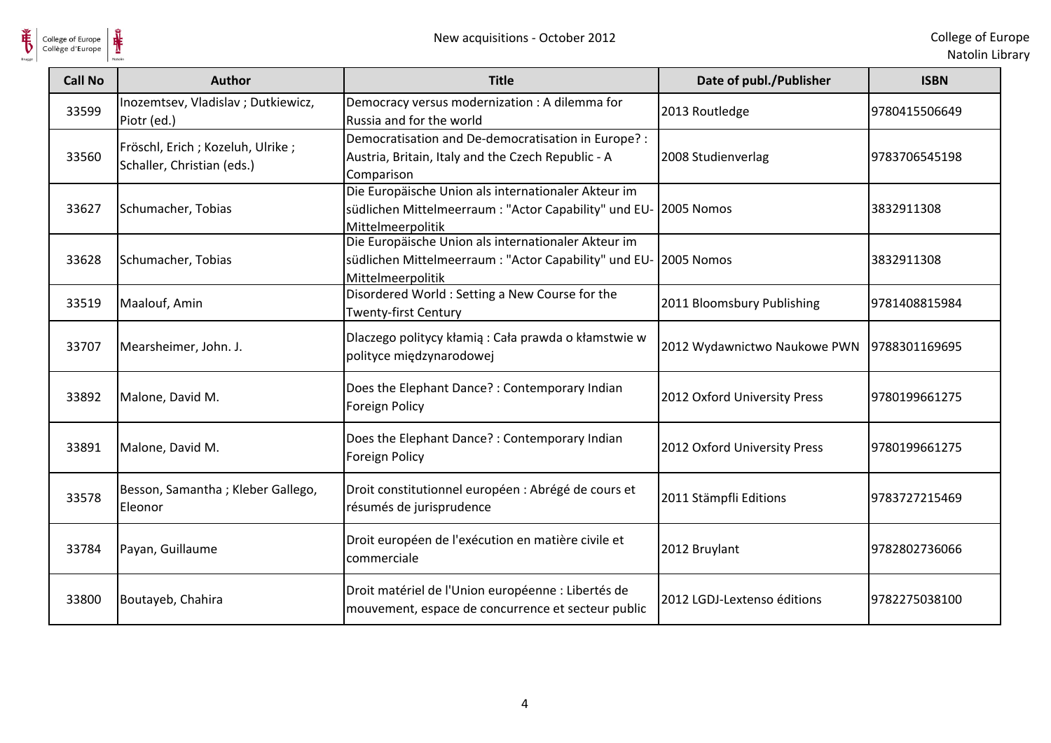| Call No | Author | Title | Date of publ./Publisher | ISBN |
|---|---|---|---|---|
| 33599 | Inozemtsev, Vladislav ; Dutkiewicz, Piotr (ed.) | Democracy versus modernization : A dilemma for Russia and for the world | 2013 Routledge | 9780415506649 |
| 33560 | Fröschl, Erich ; Kozeluh, Ulrike ; Schaller, Christian (eds.) | Democratisation and De-democratisation in Europe? : Austria, Britain, Italy and the Czech Republic - A Comparison | 2008 Studienverlag | 9783706545198 |
| 33627 | Schumacher, Tobias | Die Europäische Union als internationaler Akteur im südlichen Mittelmeerraum : "Actor Capability" und EU-Mittelmeerpolitik | 2005 Nomos | 3832911308 |
| 33628 | Schumacher, Tobias | Die Europäische Union als internationaler Akteur im südlichen Mittelmeerraum : "Actor Capability" und EU-Mittelmeerpolitik | 2005 Nomos | 3832911308 |
| 33519 | Maalouf, Amin | Disordered World : Setting a New Course for the Twenty-first Century | 2011 Bloomsbury Publishing | 9781408815984 |
| 33707 | Mearsheimer, John. J. | Dlaczego politycy kłamią : Cała prawda o kłamstwie w polityce międzynarodowej | 2012 Wydawnictwo Naukowe PWN | 9788301169695 |
| 33892 | Malone, David M. | Does the Elephant Dance? : Contemporary Indian Foreign Policy | 2012 Oxford University Press | 9780199661275 |
| 33891 | Malone, David M. | Does the Elephant Dance? : Contemporary Indian Foreign Policy | 2012 Oxford University Press | 9780199661275 |
| 33578 | Besson, Samantha ; Kleber Gallego, Eleonor | Droit constitutionnel européen : Abrégé de cours et résumés de jurisprudence | 2011 Stämpfli Editions | 9783727215469 |
| 33784 | Payan, Guillaume | Droit européen de l'exécution en matière civile et commerciale | 2012 Bruylant | 9782802736066 |
| 33800 | Boutayeb, Chahira | Droit matériel de l'Union européenne : Libertés de mouvement, espace de concurrence et secteur public | 2012 LGDJ-Lextenso éditions | 9782275038100 |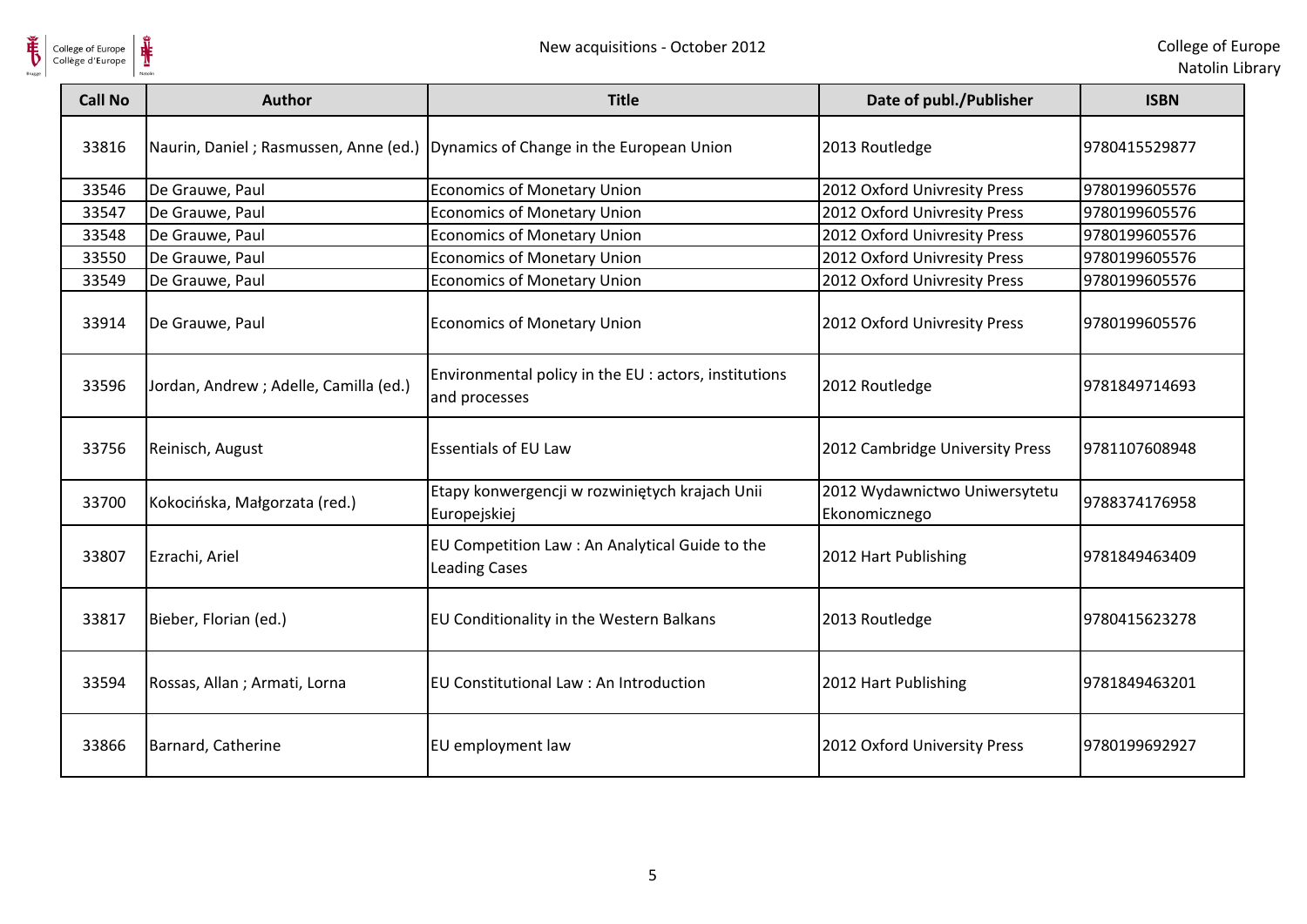| Call No | Author | Title | Date of publ./Publisher | ISBN |
|---|---|---|---|---|
| 33816 | Naurin, Daniel ; Rasmussen, Anne (ed.) | Dynamics of Change in the European Union | 2013 Routledge | 9780415529877 |
| 33546 | De Grauwe, Paul | Economics of Monetary Union | 2012 Oxford Univresity Press | 9780199605576 |
| 33547 | De Grauwe, Paul | Economics of Monetary Union | 2012 Oxford Univresity Press | 9780199605576 |
| 33548 | De Grauwe, Paul | Economics of Monetary Union | 2012 Oxford Univresity Press | 9780199605576 |
| 33550 | De Grauwe, Paul | Economics of Monetary Union | 2012 Oxford Univresity Press | 9780199605576 |
| 33549 | De Grauwe, Paul | Economics of Monetary Union | 2012 Oxford Univresity Press | 9780199605576 |
| 33914 | De Grauwe, Paul | Economics of Monetary Union | 2012 Oxford Univresity Press | 9780199605576 |
| 33596 | Jordan, Andrew ; Adelle, Camilla (ed.) | Environmental policy in the EU : actors, institutions and processes | 2012 Routledge | 9781849714693 |
| 33756 | Reinisch, August | Essentials of EU Law | 2012 Cambridge University Press | 9781107608948 |
| 33700 | Kokocińska, Małgorzata (red.) | Etapy konwergencji w rozwiniętych krajach Unii Europejskiej | 2012 Wydawnictwo Uniwersytetu Ekonomicznego | 9788374176958 |
| 33807 | Ezrachi, Ariel | EU Competition Law : An Analytical Guide to the Leading Cases | 2012 Hart Publishing | 9781849463409 |
| 33817 | Bieber, Florian (ed.) | EU Conditionality in the Western Balkans | 2013 Routledge | 9780415623278 |
| 33594 | Rossas, Allan ; Armati, Lorna | EU Constitutional Law : An Introduction | 2012 Hart Publishing | 9781849463201 |
| 33866 | Barnard, Catherine | EU employment law | 2012 Oxford University Press | 9780199692927 |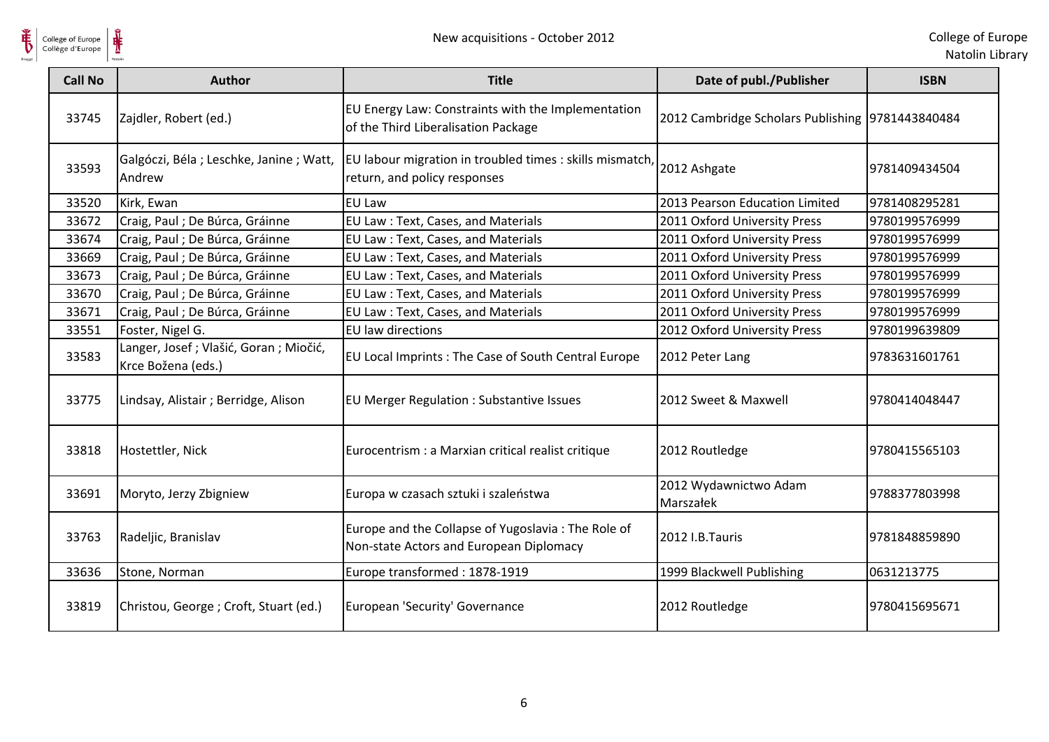| Call No | Author | Title | Date of publ./Publisher | ISBN |
|---|---|---|---|---|
| 33745 | Zajdler, Robert (ed.) | EU Energy Law: Constraints with the Implementation of the Third Liberalisation Package | 2012 Cambridge Scholars Publishing | 9781443840484 |
| 33593 | Galgóczi, Béla ; Leschke, Janine ; Watt, Andrew | EU labour migration in troubled times : skills mismatch, return, and policy responses | 2012 Ashgate | 9781409434504 |
| 33520 | Kirk, Ewan | EU Law | 2013 Pearson Education Limited | 9781408295281 |
| 33672 | Craig, Paul ; De Búrca, Gráinne | EU Law : Text, Cases, and Materials | 2011 Oxford University Press | 9780199576999 |
| 33674 | Craig, Paul ; De Búrca, Gráinne | EU Law : Text, Cases, and Materials | 2011 Oxford University Press | 9780199576999 |
| 33669 | Craig, Paul ; De Búrca, Gráinne | EU Law : Text, Cases, and Materials | 2011 Oxford University Press | 9780199576999 |
| 33673 | Craig, Paul ; De Búrca, Gráinne | EU Law : Text, Cases, and Materials | 2011 Oxford University Press | 9780199576999 |
| 33670 | Craig, Paul ; De Búrca, Gráinne | EU Law : Text, Cases, and Materials | 2011 Oxford University Press | 9780199576999 |
| 33671 | Craig, Paul ; De Búrca, Gráinne | EU Law : Text, Cases, and Materials | 2011 Oxford University Press | 9780199576999 |
| 33551 | Foster, Nigel G. | EU law directions | 2012 Oxford University Press | 9780199639809 |
| 33583 | Langer, Josef ; Vlašić, Goran ; Miočić, Krce Božena (eds.) | EU Local Imprints : The Case of South Central Europe | 2012 Peter Lang | 9783631601761 |
| 33775 | Lindsay, Alistair ; Berridge, Alison | EU Merger Regulation : Substantive Issues | 2012 Sweet & Maxwell | 9780414048447 |
| 33818 | Hostettler, Nick | Eurocentrism : a Marxian critical realist critique | 2012 Routledge | 9780415565103 |
| 33691 | Moryto, Jerzy Zbigniew | Europa w czasach sztuki i szaleństwa | 2012 Wydawnictwo Adam Marszałek | 9788377803998 |
| 33763 | Radeljic, Branislav | Europe and the Collapse of Yugoslavia : The Role of Non-state Actors and European Diplomacy | 2012 I.B.Tauris | 9781848859890 |
| 33636 | Stone, Norman | Europe transformed : 1878-1919 | 1999 Blackwell Publishing | 0631213775 |
| 33819 | Christou, George ; Croft, Stuart (ed.) | European 'Security' Governance | 2012 Routledge | 9780415695671 |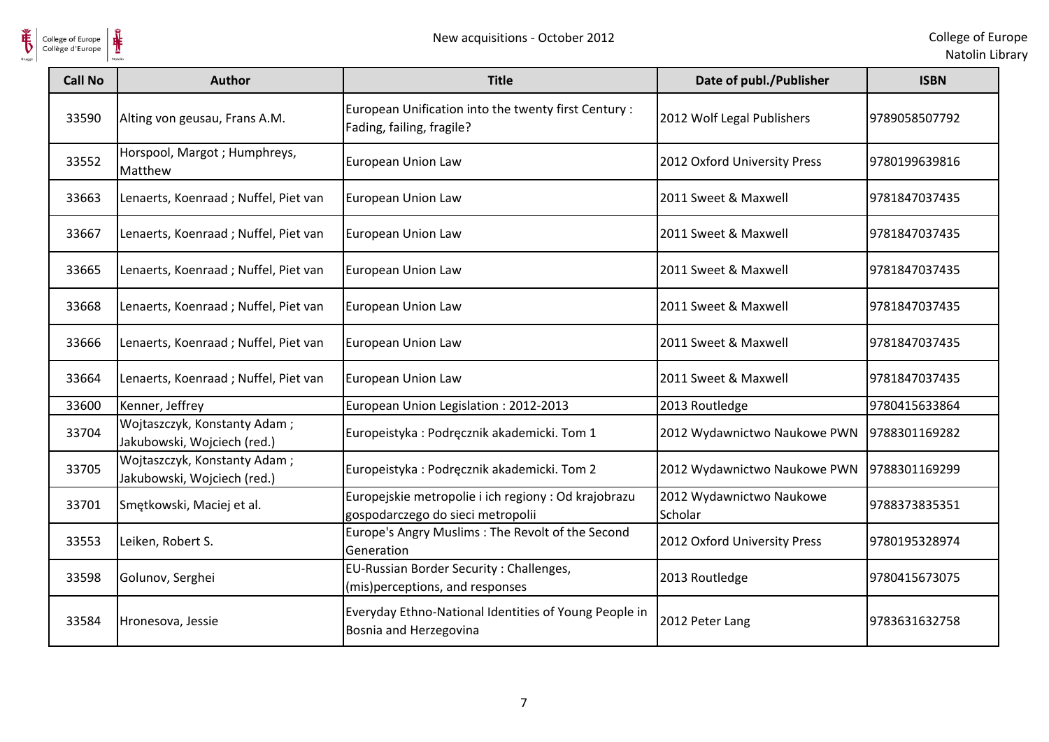| Call No | Author | Title | Date of publ./Publisher | ISBN |
|---|---|---|---|---|
| 33590 | Alting von geusau, Frans A.M. | European Unification into the twenty first Century : Fading, failing, fragile? | 2012 Wolf Legal Publishers | 9789058507792 |
| 33552 | Horspool, Margot ; Humphreys, Matthew | European Union Law | 2012 Oxford University Press | 9780199639816 |
| 33663 | Lenaerts, Koenraad ; Nuffel, Piet van | European Union Law | 2011 Sweet & Maxwell | 9781847037435 |
| 33667 | Lenaerts, Koenraad ; Nuffel, Piet van | European Union Law | 2011 Sweet & Maxwell | 9781847037435 |
| 33665 | Lenaerts, Koenraad ; Nuffel, Piet van | European Union Law | 2011 Sweet & Maxwell | 9781847037435 |
| 33668 | Lenaerts, Koenraad ; Nuffel, Piet van | European Union Law | 2011 Sweet & Maxwell | 9781847037435 |
| 33666 | Lenaerts, Koenraad ; Nuffel, Piet van | European Union Law | 2011 Sweet & Maxwell | 9781847037435 |
| 33664 | Lenaerts, Koenraad ; Nuffel, Piet van | European Union Law | 2011 Sweet & Maxwell | 9781847037435 |
| 33600 | Kenner, Jeffrey | European Union Legislation : 2012-2013 | 2013 Routledge | 9780415633864 |
| 33704 | Wojtaszczyk, Konstanty Adam ; Jakubowski, Wojciech (red.) | Europeistyka : Podręcznik akademicki. Tom 1 | 2012 Wydawnictwo Naukowe PWN | 9788301169282 |
| 33705 | Wojtaszczyk, Konstanty Adam ; Jakubowski, Wojciech (red.) | Europeistyka : Podręcznik akademicki. Tom 2 | 2012 Wydawnictwo Naukowe PWN | 9788301169299 |
| 33701 | Smętkowski, Maciej et al. | Europejskie metropolie i ich regiony : Od krajobrazu gospodarczego do sieci metropolii | 2012 Wydawnictwo Naukowe Scholar | 9788373835351 |
| 33553 | Leiken, Robert S. | Europe's Angry Muslims : The Revolt of the Second Generation | 2012 Oxford University Press | 9780195328974 |
| 33598 | Golunov, Serghei | EU-Russian Border Security : Challenges, (mis)perceptions, and responses | 2013 Routledge | 9780415673075 |
| 33584 | Hronesova, Jessie | Everyday Ethno-National Identities of Young People in Bosnia and Herzegovina | 2012 Peter Lang | 9783631632758 |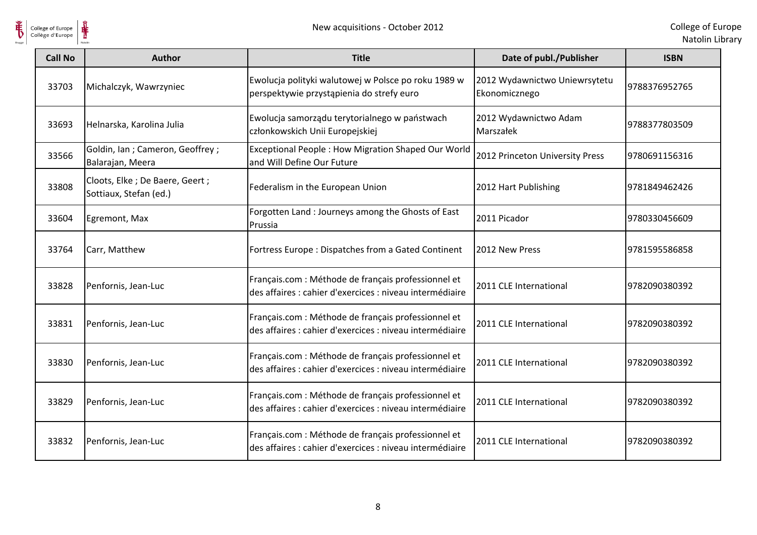| Call No | Author | Title | Date of publ./Publisher | ISBN |
| --- | --- | --- | --- | --- |
| 33703 | Michalczyk, Wawrzyniec | Ewolucja polityki walutowej w Polsce po roku 1989 w perspektywie przystąpienia do strefy euro | 2012 Wydawnictwo Uniewrsytetu Ekonomicznego | 9788376952765 |
| 33693 | Helnarska, Karolina Julia | Ewolucja samorządu terytorialnego w państwach członkowskich Unii Europejskiej | 2012 Wydawnictwo Adam Marszałek | 9788377803509 |
| 33566 | Goldin, Ian ; Cameron, Geoffrey ; Balarajan, Meera | Exceptional People : How Migration Shaped Our World and Will Define Our Future | 2012 Princeton University Press | 9780691156316 |
| 33808 | Cloots, Elke ; De Baere, Geert ; Sottiaux, Stefan (ed.) | Federalism in the European Union | 2012 Hart Publishing | 9781849462426 |
| 33604 | Egremont, Max | Forgotten Land : Journeys among the Ghosts of East Prussia | 2011 Picador | 9780330456609 |
| 33764 | Carr, Matthew | Fortress Europe : Dispatches from a Gated Continent | 2012 New Press | 9781595586858 |
| 33828 | Penfornis, Jean-Luc | Français.com : Méthode de français professionnel et des affaires : cahier d'exercices : niveau intermédiaire | 2011 CLE International | 9782090380392 |
| 33831 | Penfornis, Jean-Luc | Français.com : Méthode de français professionnel et des affaires : cahier d'exercices : niveau intermédiaire | 2011 CLE International | 9782090380392 |
| 33830 | Penfornis, Jean-Luc | Français.com : Méthode de français professionnel et des affaires : cahier d'exercices : niveau intermédiaire | 2011 CLE International | 9782090380392 |
| 33829 | Penfornis, Jean-Luc | Français.com : Méthode de français professionnel et des affaires : cahier d'exercices : niveau intermédiaire | 2011 CLE International | 9782090380392 |
| 33832 | Penfornis, Jean-Luc | Français.com : Méthode de français professionnel et des affaires : cahier d'exercices : niveau intermédiaire | 2011 CLE International | 9782090380392 |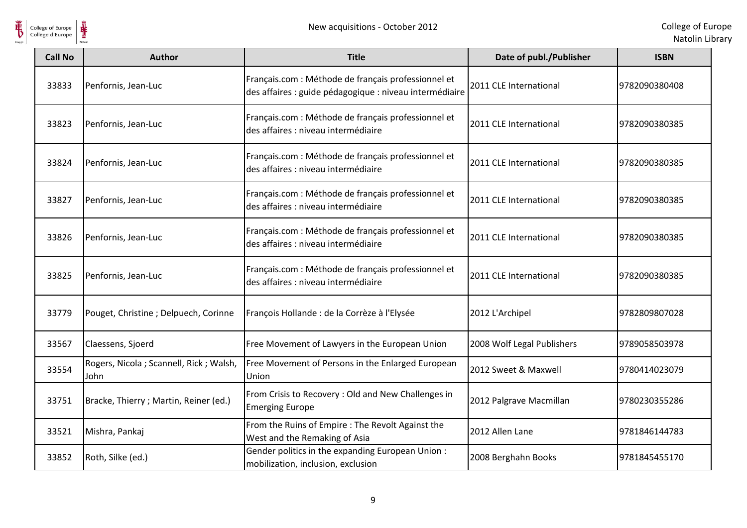| Call No | Author | Title | Date of publ./Publisher | ISBN |
|---|---|---|---|---|
| 33833 | Penfornis, Jean-Luc | Français.com : Méthode de français professionnel et des affaires : guide pédagogique : niveau intermédiaire | 2011 CLE International | 9782090380408 |
| 33823 | Penfornis, Jean-Luc | Français.com : Méthode de français professionnel et des affaires : niveau intermédiaire | 2011 CLE International | 9782090380385 |
| 33824 | Penfornis, Jean-Luc | Français.com : Méthode de français professionnel et des affaires : niveau intermédiaire | 2011 CLE International | 9782090380385 |
| 33827 | Penfornis, Jean-Luc | Français.com : Méthode de français professionnel et des affaires : niveau intermédiaire | 2011 CLE International | 9782090380385 |
| 33826 | Penfornis, Jean-Luc | Français.com : Méthode de français professionnel et des affaires : niveau intermédiaire | 2011 CLE International | 9782090380385 |
| 33825 | Penfornis, Jean-Luc | Français.com : Méthode de français professionnel et des affaires : niveau intermédiaire | 2011 CLE International | 9782090380385 |
| 33779 | Pouget, Christine ; Delpuech, Corinne | François Hollande : de la Corrèze à l'Elysée | 2012 L'Archipel | 9782809807028 |
| 33567 | Claessens, Sjoerd | Free Movement of Lawyers in the European Union | 2008 Wolf Legal Publishers | 9789058503978 |
| 33554 | Rogers, Nicola ; Scannell, Rick ; Walsh, John | Free Movement of Persons in the Enlarged European Union | 2012 Sweet & Maxwell | 9780414023079 |
| 33751 | Bracke, Thierry ; Martin, Reiner (ed.) | From Crisis to Recovery : Old and New Challenges in Emerging Europe | 2012 Palgrave Macmillan | 9780230355286 |
| 33521 | Mishra, Pankaj | From the Ruins of Empire : The Revolt Against the West and the Remaking of Asia | 2012 Allen Lane | 9781846144783 |
| 33852 | Roth, Silke (ed.) | Gender politics in the expanding European Union : mobilization, inclusion, exclusion | 2008 Berghahn Books | 9781845455170 |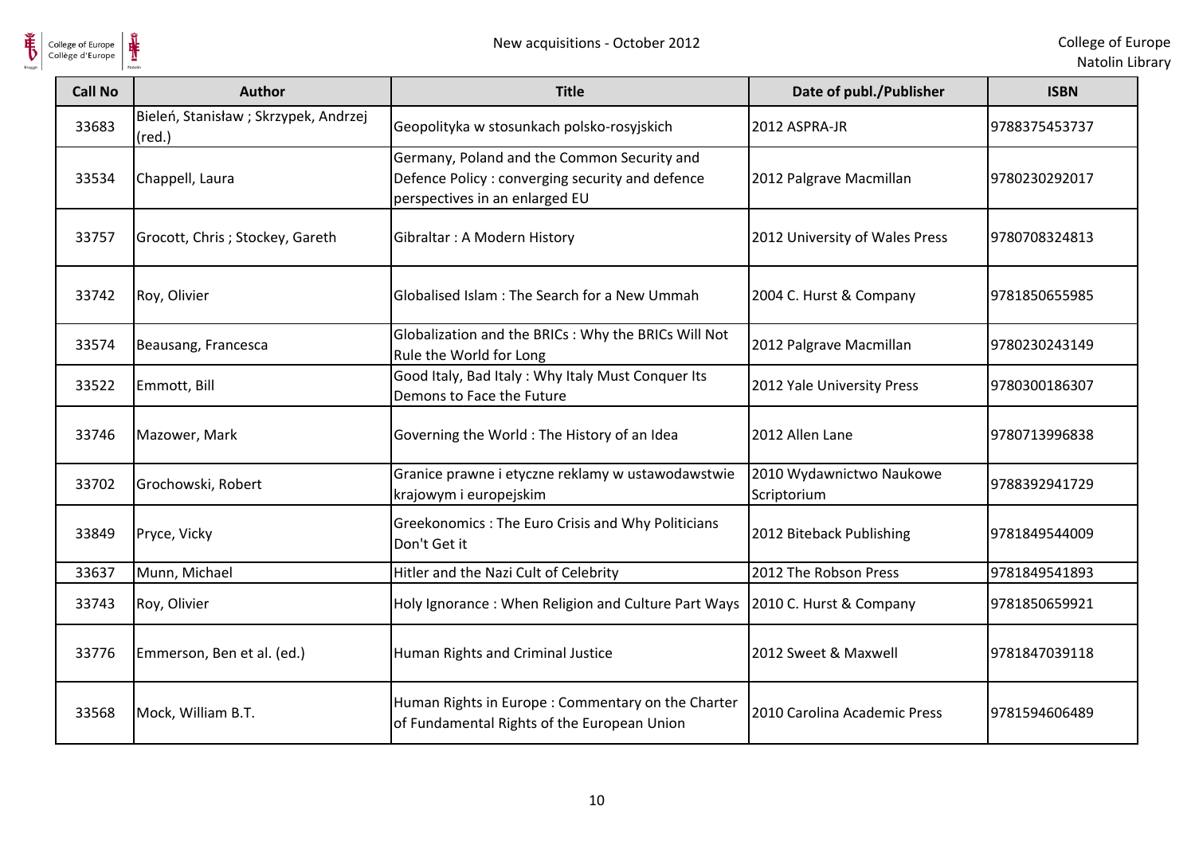| Call No | Author | Title | Date of publ./Publisher | ISBN |
| --- | --- | --- | --- | --- |
| 33683 | Bieleń, Stanisław ; Skrzypek, Andrzej (red.) | Geopolityka w stosunkach polsko-rosyjskich | 2012 ASPRA-JR | 9788375453737 |
| 33534 | Chappell, Laura | Germany, Poland and the Common Security and Defence Policy : converging security and defence perspectives in an enlarged EU | 2012 Palgrave Macmillan | 9780230292017 |
| 33757 | Grocott, Chris ; Stockey, Gareth | Gibraltar : A Modern History | 2012 University of Wales Press | 9780708324813 |
| 33742 | Roy, Olivier | Globalised Islam : The Search for a New Ummah | 2004 C. Hurst & Company | 9781850655985 |
| 33574 | Beausang, Francesca | Globalization and the BRICs : Why the BRICs Will Not Rule the World for Long | 2012 Palgrave Macmillan | 9780230243149 |
| 33522 | Emmott, Bill | Good Italy, Bad Italy : Why Italy Must Conquer Its Demons to Face the Future | 2012 Yale University Press | 9780300186307 |
| 33746 | Mazower, Mark | Governing the World : The History of an Idea | 2012 Allen Lane | 9780713996838 |
| 33702 | Grochowski, Robert | Granice prawne i etyczne reklamy w ustawodawstwie krajowym i europejskim | 2010 Wydawnictwo Naukowe Scriptorium | 9788392941729 |
| 33849 | Pryce, Vicky | Greekonomics : The Euro Crisis and Why Politicians Don't Get it | 2012 Biteback Publishing | 9781849544009 |
| 33637 | Munn, Michael | Hitler and the Nazi Cult of Celebrity | 2012 The Robson Press | 9781849541893 |
| 33743 | Roy, Olivier | Holy Ignorance : When Religion and Culture Part Ways | 2010 C. Hurst & Company | 9781850659921 |
| 33776 | Emmerson, Ben et al. (ed.) | Human Rights and Criminal Justice | 2012 Sweet & Maxwell | 9781847039118 |
| 33568 | Mock, William B.T. | Human Rights in Europe : Commentary on the Charter of Fundamental Rights of the European Union | 2010 Carolina Academic Press | 9781594606489 |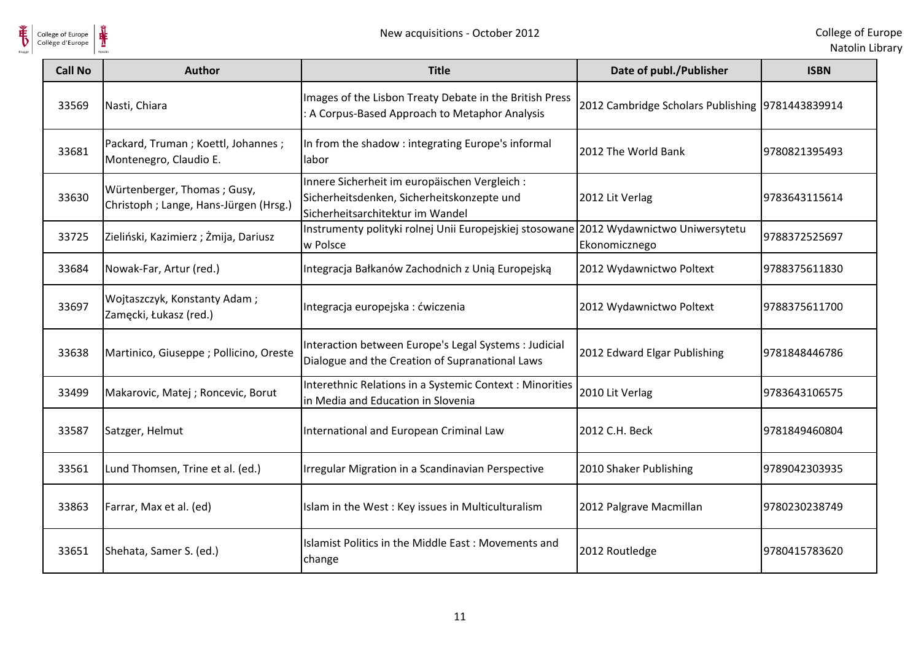| Call No | Author | Title | Date of publ./Publisher | ISBN |
|---|---|---|---|---|
| 33569 | Nasti, Chiara | Images of the Lisbon Treaty Debate in the British Press : A Corpus-Based Approach to Metaphor Analysis | 2012 Cambridge Scholars Publishing | 9781443839914 |
| 33681 | Packard, Truman ; Koettl, Johannes ; Montenegro, Claudio E. | In from the shadow : integrating Europe's informal labor | 2012 The World Bank | 9780821395493 |
| 33630 | Würtenberger, Thomas ; Gusy, Christoph ; Lange, Hans-Jürgen (Hrsg.) | Innere Sicherheit im europäischen Vergleich : Sicherheitsdenken, Sicherheitskonzepte und Sicherheitsarchitektur im Wandel | 2012 Lit Verlag | 9783643115614 |
| 33725 | Zieliński, Kazimierz ; Żmija, Dariusz | Instrumenty polityki rolnej Unii Europejskiej stosowane w Polsce | 2012 Wydawnictwo Uniwersytetu Ekonomicznego | 9788372525697 |
| 33684 | Nowak-Far, Artur (red.) | Integracja Bałkanów Zachodnich z Unią Europejską | 2012 Wydawnictwo Poltext | 9788375611830 |
| 33697 | Wojtaszczyk, Konstanty Adam ; Zamęcki, Łukasz (red.) | Integracja europejska : ćwiczenia | 2012 Wydawnictwo Poltext | 9788375611700 |
| 33638 | Martinico, Giuseppe ; Pollicino, Oreste | Interaction between Europe's Legal Systems : Judicial Dialogue and the Creation of Supranational Laws | 2012 Edward Elgar Publishing | 9781848446786 |
| 33499 | Makarovic, Matej ; Roncevic, Borut | Interethnic Relations in a Systemic Context : Minorities in Media and Education in Slovenia | 2010 Lit Verlag | 9783643106575 |
| 33587 | Satzger, Helmut | International and European Criminal Law | 2012 C.H. Beck | 9781849460804 |
| 33561 | Lund Thomsen, Trine et al. (ed.) | Irregular Migration in a Scandinavian Perspective | 2010 Shaker Publishing | 9789042303935 |
| 33863 | Farrar, Max et al. (ed) | Islam in the West : Key issues in Multiculturalism | 2012 Palgrave Macmillan | 9780230238749 |
| 33651 | Shehata, Samer S. (ed.) | Islamist Politics in the Middle East : Movements and change | 2012 Routledge | 9780415783620 |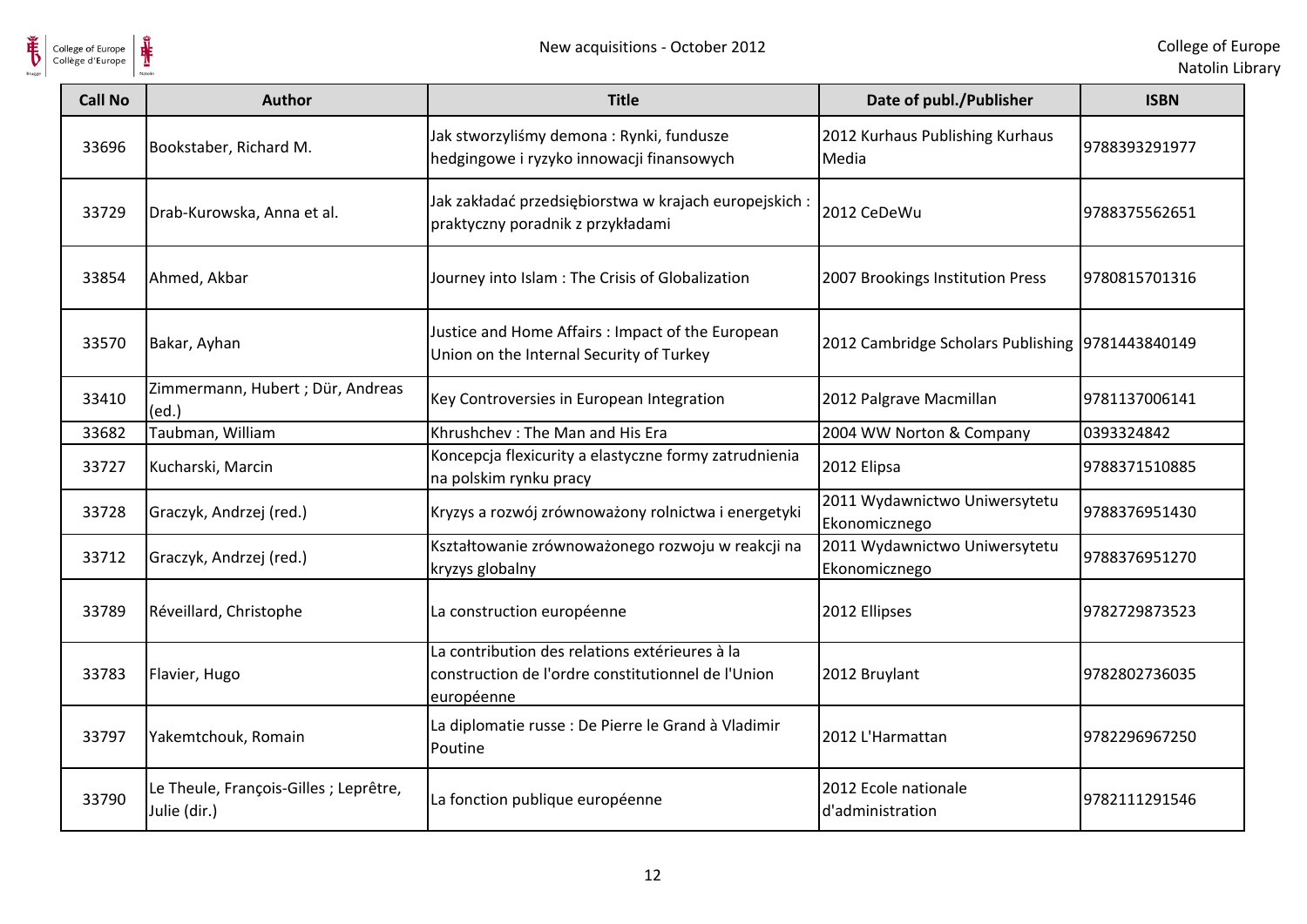| Call No | Author | Title | Date of publ./Publisher | ISBN |
|---|---|---|---|---|
| 33696 | Bookstaber, Richard M. | Jak stworzyliśmy demona : Rynki, fundusze hedgingowe i ryzyko innowacji finansowych | 2012 Kurhaus Publishing Kurhaus Media | 9788393291977 |
| 33729 | Drab-Kurowska, Anna et al. | Jak zakładać przedsiębiorstwa w krajach europejskich : praktyczny poradnik z przykładami | 2012 CeDeWu | 9788375562651 |
| 33854 | Ahmed, Akbar | Journey into Islam : The Crisis of Globalization | 2007 Brookings Institution Press | 9780815701316 |
| 33570 | Bakar, Ayhan | Justice and Home Affairs : Impact of the European Union on the Internal Security of Turkey | 2012 Cambridge Scholars Publishing | 9781443840149 |
| 33410 | Zimmermann, Hubert ; Dür, Andreas (ed.) | Key Controversies in European Integration | 2012 Palgrave Macmillan | 9781137006141 |
| 33682 | Taubman, William | Khrushchev : The Man and His Era | 2004 WW Norton & Company | 0393324842 |
| 33727 | Kucharski, Marcin | Koncepcja flexicurity a elastyczne formy zatrudnienia na polskim rynku pracy | 2012 Elipsa | 9788371510885 |
| 33728 | Graczyk, Andrzej (red.) | Kryzys a rozwój zrównoważony rolnictwa i energetyki | 2011 Wydawnictwo Uniwersytetu Ekonomicznego | 9788376951430 |
| 33712 | Graczyk, Andrzej (red.) | Kształtowanie zrównoważonego rozwoju w reakcji na kryzys globalny | 2011 Wydawnictwo Uniwersytetu Ekonomicznego | 9788376951270 |
| 33789 | Réveillard, Christophe | La construction européenne | 2012 Ellipses | 9782729873523 |
| 33783 | Flavier, Hugo | La contribution des relations extérieures à la construction de l'ordre constitutionnel de l'Union européenne | 2012 Bruylant | 9782802736035 |
| 33797 | Yakemtchouk, Romain | La diplomatie russe : De Pierre le Grand à Vladimir Poutine | 2012 L'Harmattan | 9782296967250 |
| 33790 | Le Theule, François-Gilles ; Leprêtre, Julie (dir.) | La fonction publique européenne | 2012 Ecole nationale d'administration | 9782111291546 |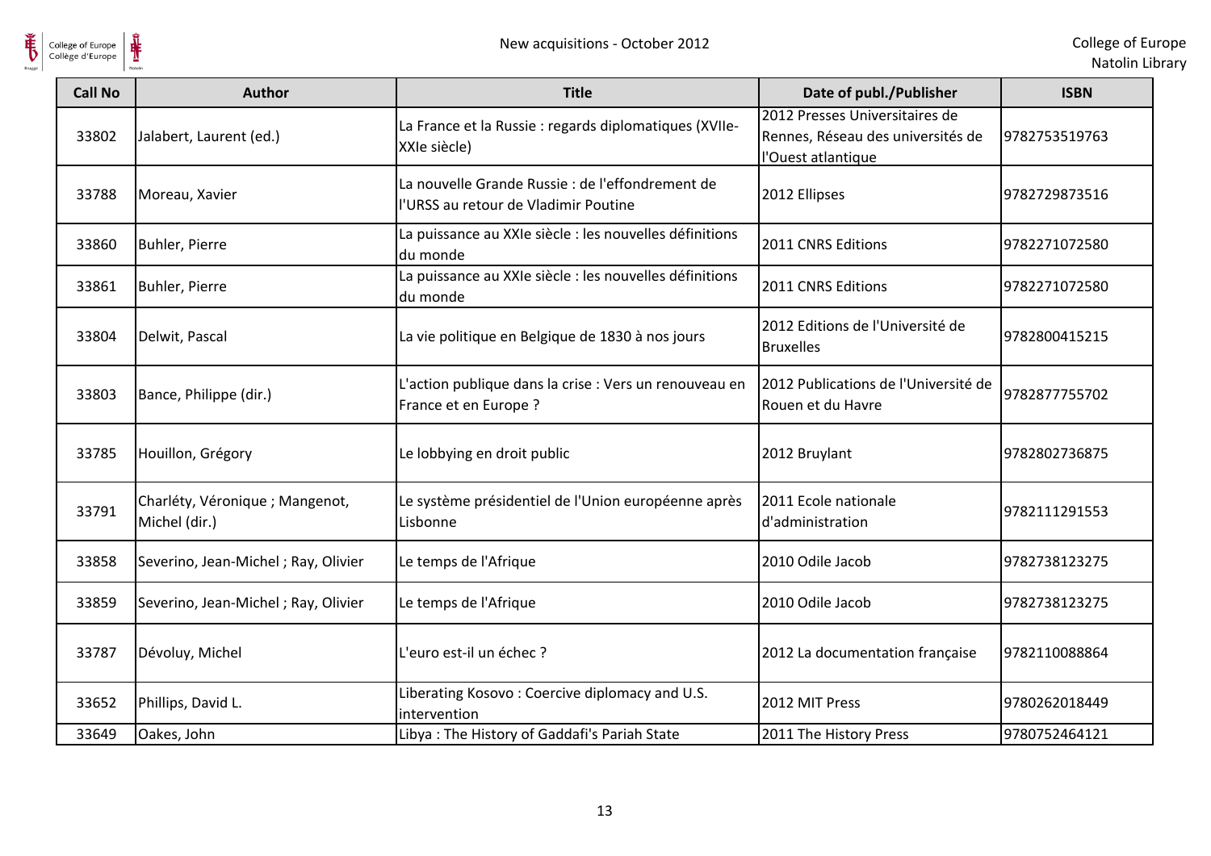| Call No | Author | Title | Date of publ./Publisher | ISBN |
|---|---|---|---|---|
| 33802 | Jalabert, Laurent (ed.) | La France et la Russie : regards diplomatiques (XVIIe-XXIe siècle) | 2012 Presses Universitaires de Rennes, Réseau des universités de l'Ouest atlantique | 9782753519763 |
| 33788 | Moreau, Xavier | La nouvelle Grande Russie : de l'effondrement de l'URSS au retour de Vladimir Poutine | 2012 Ellipses | 9782729873516 |
| 33860 | Buhler, Pierre | La puissance au XXIe siècle : les nouvelles définitions du monde | 2011 CNRS Editions | 9782271072580 |
| 33861 | Buhler, Pierre | La puissance au XXIe siècle : les nouvelles définitions du monde | 2011 CNRS Editions | 9782271072580 |
| 33804 | Delwit, Pascal | La vie politique en Belgique de 1830 à nos jours | 2012 Editions de l'Université de Bruxelles | 9782800415215 |
| 33803 | Bance, Philippe (dir.) | L'action publique dans la crise : Vers un renouveau en France et en Europe ? | 2012 Publications de l'Université de Rouen et du Havre | 9782877755702 |
| 33785 | Houillon, Grégory | Le lobbying en droit public | 2012 Bruylant | 9782802736875 |
| 33791 | Charléty, Véronique ; Mangenot, Michel (dir.) | Le système présidentiel de l'Union européenne après Lisbonne | 2011 Ecole nationale d'administration | 9782111291553 |
| 33858 | Severino, Jean-Michel ; Ray, Olivier | Le temps de l'Afrique | 2010 Odile Jacob | 9782738123275 |
| 33859 | Severino, Jean-Michel ; Ray, Olivier | Le temps de l'Afrique | 2010 Odile Jacob | 9782738123275 |
| 33787 | Dévoluy, Michel | L'euro est-il un échec ? | 2012 La documentation française | 9782110088864 |
| 33652 | Phillips, David L. | Liberating Kosovo : Coercive diplomacy and U.S. intervention | 2012 MIT Press | 9780262018449 |
| 33649 | Oakes, John | Libya : The History of Gaddafi's Pariah State | 2011 The History Press | 9780752464121 |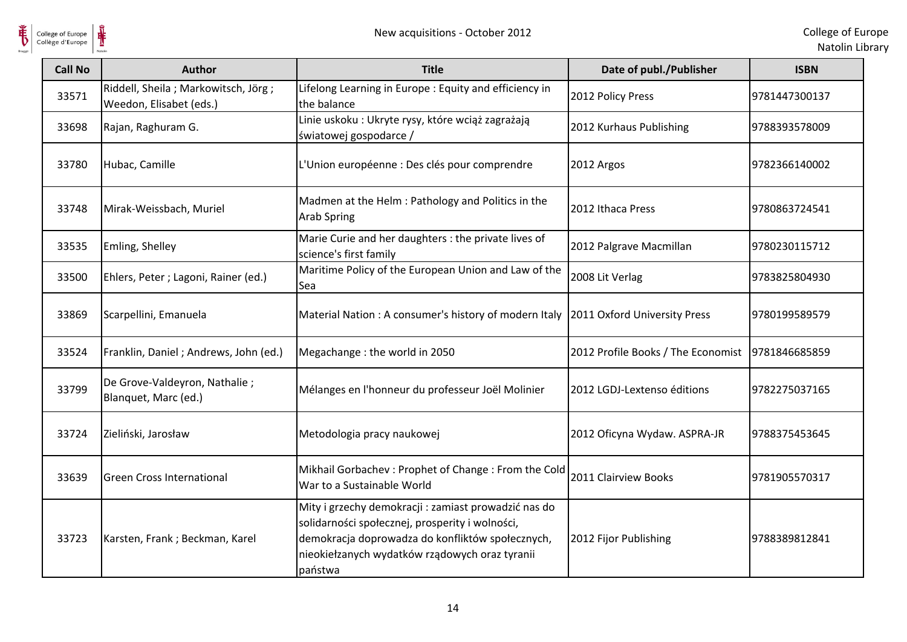| Call No | Author | Title | Date of publ./Publisher | ISBN |
|---|---|---|---|---|
| 33571 | Riddell, Sheila ; Markowitsch, Jörg ; Weedon, Elisabet (eds.) | Lifelong Learning in Europe : Equity and efficiency in the balance | 2012 Policy Press | 9781447300137 |
| 33698 | Rajan, Raghuram G. | Linie uskoku : Ukryte rysy, które wciąż zagrażają światowej gospodarce / | 2012 Kurhaus Publishing | 9788393578009 |
| 33780 | Hubac, Camille | L'Union européenne : Des clés pour comprendre | 2012 Argos | 9782366140002 |
| 33748 | Mirak-Weissbach, Muriel | Madmen at the Helm : Pathology and Politics in the Arab Spring | 2012 Ithaca Press | 9780863724541 |
| 33535 | Emling, Shelley | Marie Curie and her daughters : the private lives of science's first family | 2012 Palgrave Macmillan | 9780230115712 |
| 33500 | Ehlers, Peter ; Lagoni, Rainer (ed.) | Maritime Policy of the European Union and Law of the Sea | 2008 Lit Verlag | 9783825804930 |
| 33869 | Scarpellini, Emanuela | Material Nation : A consumer's history of modern Italy | 2011 Oxford University Press | 9780199589579 |
| 33524 | Franklin, Daniel ; Andrews, John (ed.) | Megachange : the world in 2050 | 2012 Profile Books / The Economist | 9781846685859 |
| 33799 | De Grove-Valdeyron, Nathalie ; Blanquet, Marc (ed.) | Mélanges en l'honneur du professeur Joël Molinier | 2012 LGDJ-Lextenso éditions | 9782275037165 |
| 33724 | Zieliński, Jarosław | Metodologia pracy naukowej | 2012 Oficyna Wydaw. ASPRA-JR | 9788375453645 |
| 33639 | Green Cross International | Mikhail Gorbachev : Prophet of Change : From the Cold War to a Sustainable World | 2011 Clairview Books | 9781905570317 |
| 33723 | Karsten, Frank ; Beckman, Karel | Mity i grzechy demokracji : zamiast prowadzić nas do solidarności społecznej, prosperity i wolności, demokracja doprowadza do konfliktów społecznych, nieokiełzanych wydatków rządowych oraz tyranii państwa | 2012 Fijor Publishing | 9788389812841 |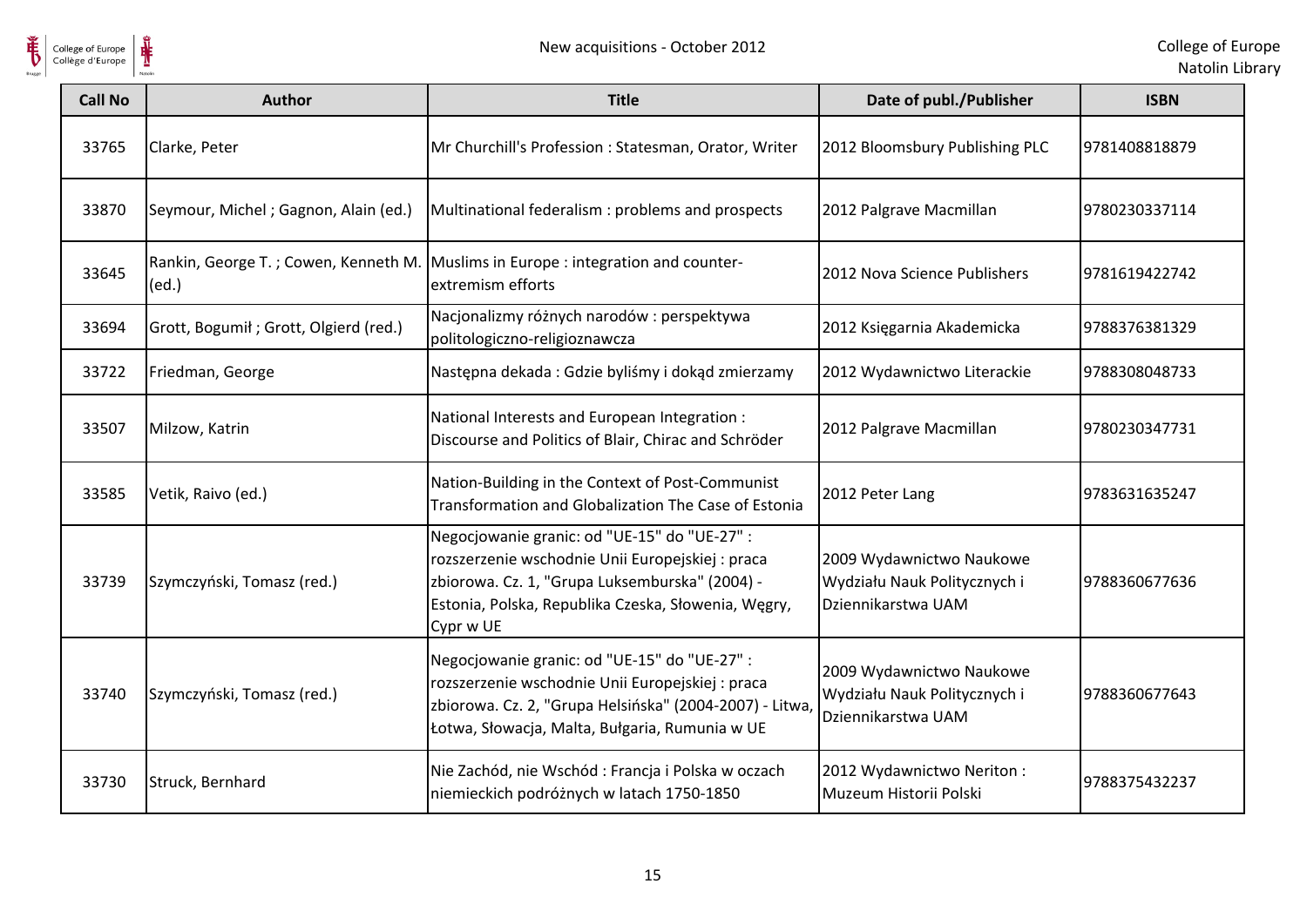| Call No | Author | Title | Date of publ./Publisher | ISBN |
|---|---|---|---|---|
| 33765 | Clarke, Peter | Mr Churchill's Profession : Statesman, Orator, Writer | 2012 Bloomsbury Publishing PLC | 9781408818879 |
| 33870 | Seymour, Michel ; Gagnon, Alain (ed.) | Multinational federalism : problems and prospects | 2012 Palgrave Macmillan | 9780230337114 |
| 33645 | Rankin, George T. ; Cowen, Kenneth M. (ed.) | Muslims in Europe : integration and counter-extremism efforts | 2012 Nova Science Publishers | 9781619422742 |
| 33694 | Grott, Bogumił ; Grott, Olgierd (red.) | Nacjonalizmy różnych narodów : perspektywa politologiczno-religioznawcza | 2012 Księgarnia Akademicka | 9788376381329 |
| 33722 | Friedman, George | Następna dekada : Gdzie byliśmy i dokąd zmierzamy | 2012 Wydawnictwo Literackie | 9788308048733 |
| 33507 | Milzow, Katrin | National Interests and European Integration : Discourse and Politics of Blair, Chirac and Schröder | 2012 Palgrave Macmillan | 9780230347731 |
| 33585 | Vetik, Raivo (ed.) | Nation-Building in the Context of Post-Communist Transformation and Globalization The Case of Estonia | 2012 Peter Lang | 9783631635247 |
| 33739 | Szymczyński, Tomasz (red.) | Negocjowanie granic: od "UE-15" do "UE-27" : rozszerzenie wschodnie Unii Europejskiej : praca zbiorowa. Cz. 1, "Grupa Luksemburska" (2004) - Estonia, Polska, Republika Czeska, Słowenia, Węgry, Cypr w UE | 2009 Wydawnictwo Naukowe Wydziału Nauk Politycznych i Dziennikarstwa UAM | 9788360677636 |
| 33740 | Szymczyński, Tomasz (red.) | Negocjowanie granic: od "UE-15" do "UE-27" : rozszerzenie wschodnie Unii Europejskiej : praca zbiorowa. Cz. 2, "Grupa Helsińska" (2004-2007) - Litwa, Łotwa, Słowacja, Malta, Bułgaria, Rumunia w UE | 2009 Wydawnictwo Naukowe Wydziału Nauk Politycznych i Dziennikarstwa UAM | 9788360677643 |
| 33730 | Struck, Bernhard | Nie Zachód, nie Wschód : Francja i Polska w oczach niemieckich podróżnych w latach 1750-1850 | 2012 Wydawnictwo Neriton : Muzeum Historii Polski | 9788375432237 |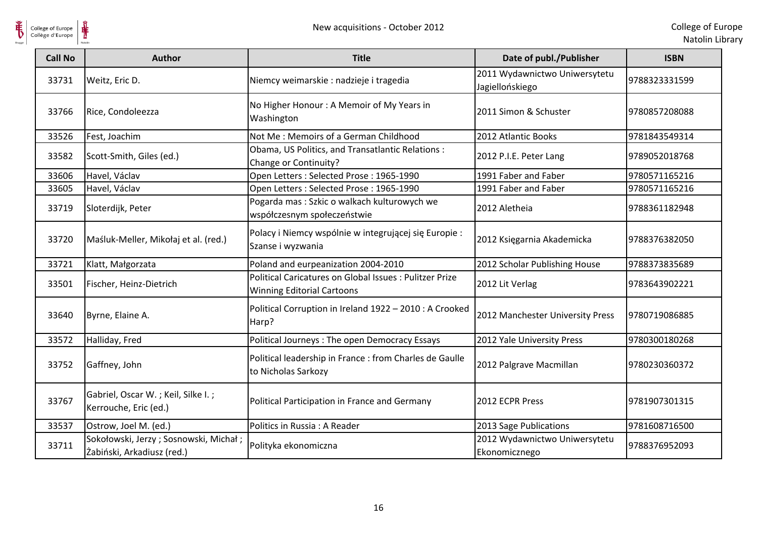| Call No | Author | Title | Date of publ./Publisher | ISBN |
|---|---|---|---|---|
| 33731 | Weitz, Eric D. | Niemcy weimarskie : nadzieje i tragedia | 2011 Wydawnictwo Uniwersytetu Jagiellońskiego | 9788323331599 |
| 33766 | Rice, Condoleezza | No Higher Honour : A Memoir of My Years in Washington | 2011 Simon & Schuster | 9780857208088 |
| 33526 | Fest, Joachim | Not Me : Memoirs of a German Childhood | 2012 Atlantic Books | 9781843549314 |
| 33582 | Scott-Smith, Giles (ed.) | Obama, US Politics, and Transatlantic Relations : Change or Continuity? | 2012 P.I.E. Peter Lang | 9789052018768 |
| 33606 | Havel, Václav | Open Letters : Selected Prose : 1965-1990 | 1991 Faber and Faber | 9780571165216 |
| 33605 | Havel, Václav | Open Letters : Selected Prose : 1965-1990 | 1991 Faber and Faber | 9780571165216 |
| 33719 | Sloterdijk, Peter | Pogarda mas : Szkic o walkach kulturowych we współczesnym społeczeństwie | 2012 Aletheia | 9788361182948 |
| 33720 | Maśluk-Meller, Mikołaj et al. (red.) | Polacy i Niemcy wspólnie w integrującej się Europie : Szanse i wyzwania | 2012 Księgarnia Akademicka | 9788376382050 |
| 33721 | Klatt, Małgorzata | Poland and eurpeanization 2004-2010 | 2012 Scholar Publishing House | 9788373835689 |
| 33501 | Fischer, Heinz-Dietrich | Political Caricatures on Global Issues : Pulitzer Prize Winning Editorial Cartoons | 2012 Lit Verlag | 9783643902221 |
| 33640 | Byrne, Elaine A. | Political Corruption in Ireland 1922 – 2010 : A Crooked Harp? | 2012 Manchester University Press | 9780719086885 |
| 33572 | Halliday, Fred | Political Journeys : The open Democracy Essays | 2012 Yale University Press | 9780300180268 |
| 33752 | Gaffney, John | Political leadership in France : from Charles de Gaulle to Nicholas Sarkozy | 2012 Palgrave Macmillan | 9780230360372 |
| 33767 | Gabriel, Oscar W. ; Keil, Silke I. ; Kerrouche, Eric (ed.) | Political Participation in France and Germany | 2012 ECPR Press | 9781907301315 |
| 33537 | Ostrow, Joel M. (ed.) | Politics in Russia : A Reader | 2013 Sage Publications | 9781608716500 |
| 33711 | Sokołowski, Jerzy ; Sosnowski, Michał ; Żabiński, Arkadiusz (red.) | Polityka ekonomiczna | 2012 Wydawnictwo Uniwersytetu Ekonomicznego | 9788376952093 |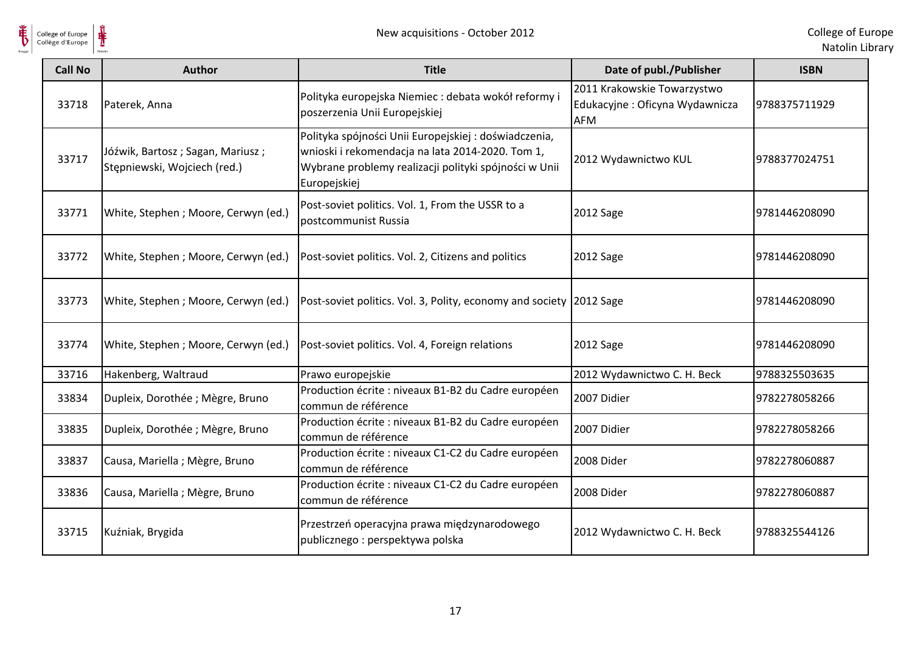| Call No | Author | Title | Date of publ./Publisher | ISBN |
|---|---|---|---|---|
| 33718 | Paterek, Anna | Polityka europejska Niemiec : debata wokół reformy i poszerzenia Unii Europejskiej | 2011 Krakowskie Towarzystwo Edukacyjne : Oficyna Wydawnicza AFM | 9788375711929 |
| 33717 | Jóźwik, Bartosz ; Sagan, Mariusz ; Stępniewski, Wojciech (red.) | Polityka spójności Unii Europejskiej : doświadczenia, wnioski i rekomendacja na lata 2014-2020. Tom 1, Wybrane problemy realizacji polityki spójności w Unii Europejskiej | 2012 Wydawnictwo KUL | 9788377024751 |
| 33771 | White, Stephen ; Moore, Cerwyn (ed.) | Post-soviet politics. Vol. 1, From the USSR to a postcommunist Russia | 2012 Sage | 9781446208090 |
| 33772 | White, Stephen ; Moore, Cerwyn (ed.) | Post-soviet politics. Vol. 2, Citizens and politics | 2012 Sage | 9781446208090 |
| 33773 | White, Stephen ; Moore, Cerwyn (ed.) | Post-soviet politics. Vol. 3, Polity, economy and society | 2012 Sage | 9781446208090 |
| 33774 | White, Stephen ; Moore, Cerwyn (ed.) | Post-soviet politics. Vol. 4, Foreign relations | 2012 Sage | 9781446208090 |
| 33716 | Hakenberg, Waltraud | Prawo europejskie | 2012 Wydawnictwo C. H. Beck | 9788325503635 |
| 33834 | Dupleix, Dorothée ; Mègre, Bruno | Production écrite : niveaux B1-B2 du Cadre européen commun de référence | 2007 Didier | 9782278058266 |
| 33835 | Dupleix, Dorothée ; Mègre, Bruno | Production écrite : niveaux B1-B2 du Cadre européen commun de référence | 2007 Didier | 9782278058266 |
| 33837 | Causa, Mariella ; Mègre, Bruno | Production écrite : niveaux C1-C2 du Cadre européen commun de référence | 2008 Dider | 9782278060887 |
| 33836 | Causa, Mariella ; Mègre, Bruno | Production écrite : niveaux C1-C2 du Cadre européen commun de référence | 2008 Dider | 9782278060887 |
| 33715 | Kuźniak, Brygida | Przestrzeń operacyjna prawa międzynarodowego publicznego : perspektywa polska | 2012 Wydawnictwo C. H. Beck | 9788325544126 |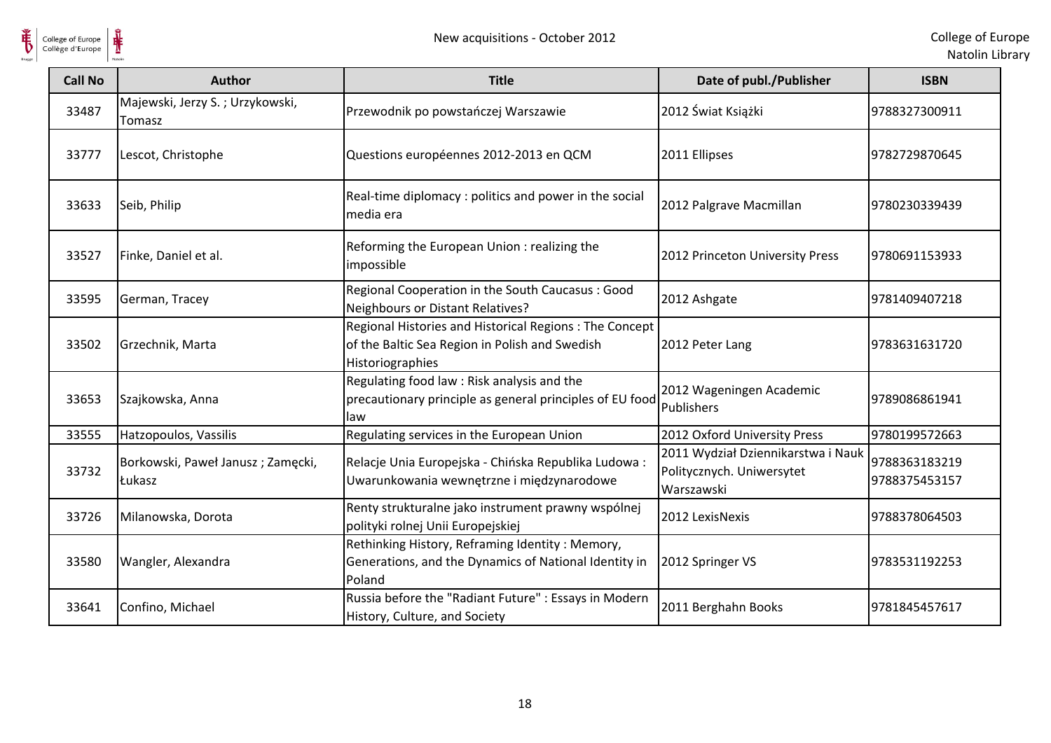| Call No | Author | Title | Date of publ./Publisher | ISBN |
|---|---|---|---|---|
| 33487 | Majewski, Jerzy S. ; Urzykowski, Tomasz | Przewodnik po powstańczej Warszawie | 2012 Świat Książki | 9788327300911 |
| 33777 | Lescot, Christophe | Questions européennes 2012-2013 en QCM | 2011 Ellipses | 9782729870645 |
| 33633 | Seib, Philip | Real-time diplomacy : politics and power in the social media era | 2012 Palgrave Macmillan | 9780230339439 |
| 33527 | Finke, Daniel et al. | Reforming the European Union : realizing the impossible | 2012 Princeton University Press | 9780691153933 |
| 33595 | German, Tracey | Regional Cooperation in the South Caucasus : Good Neighbours or Distant Relatives? | 2012 Ashgate | 9781409407218 |
| 33502 | Grzechnik, Marta | Regional Histories and Historical Regions : The Concept of the Baltic Sea Region in Polish and Swedish Historiographies | 2012 Peter Lang | 9783631631720 |
| 33653 | Szajkowska, Anna | Regulating food law : Risk analysis and the precautionary principle as general principles of EU food law | 2012 Wageningen Academic Publishers | 9789086861941 |
| 33555 | Hatzopoulos, Vassilis | Regulating services in the European Union | 2012 Oxford University Press | 9780199572663 |
| 33732 | Borkowski, Paweł Janusz ; Zamęcki, Łukasz | Relacje Unia Europejska - Chińska Republika Ludowa : Uwarunkowania wewnętrzne i międzynarodowe | 2011 Wydział Dziennikarstwa i Nauk Politycznych. Uniwersytet Warszawski | 9788363183219 9788375453157 |
| 33726 | Milanowska, Dorota | Renty strukturalne jako instrument prawny wspólnej polityki rolnej Unii Europejskiej | 2012 LexisNexis | 9788378064503 |
| 33580 | Wangler, Alexandra | Rethinking History, Reframing Identity : Memory, Generations, and the Dynamics of National Identity in Poland | 2012 Springer VS | 9783531192253 |
| 33641 | Confino, Michael | Russia before the "Radiant Future" : Essays in Modern History, Culture, and Society | 2011 Berghahn Books | 9781845457617 |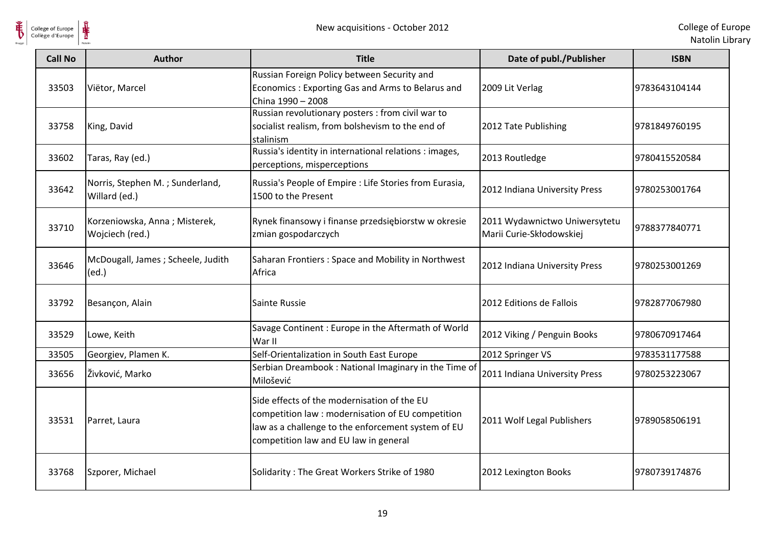| Call No | Author | Title | Date of publ./Publisher | ISBN |
| --- | --- | --- | --- | --- |
| 33503 | Viëtor, Marcel | Russian Foreign Policy between Security and Economics : Exporting Gas and Arms to Belarus and China 1990 – 2008 | 2009 Lit Verlag | 9783643104144 |
| 33758 | King, David | Russian revolutionary posters : from civil war to socialist realism, from bolshevism to the end of stalinism | 2012 Tate Publishing | 9781849760195 |
| 33602 | Taras, Ray (ed.) | Russia's identity in international relations : images, perceptions, misperceptions | 2013 Routledge | 9780415520584 |
| 33642 | Norris, Stephen M. ; Sunderland, Willard (ed.) | Russia's People of Empire : Life Stories from Eurasia, 1500 to the Present | 2012 Indiana University Press | 9780253001764 |
| 33710 | Korzeniowska, Anna ; Misterek, Wojciech (red.) | Rynek finansowy i finanse przedsiębiorstw w okresie zmian gospodarczych | 2011 Wydawnictwo Uniwersytetu Marii Curie-Skłodowskiej | 9788377840771 |
| 33646 | McDougall, James ; Scheele, Judith (ed.) | Saharan Frontiers : Space and Mobility in Northwest Africa | 2012 Indiana University Press | 9780253001269 |
| 33792 | Besançon, Alain | Sainte Russie | 2012 Editions de Fallois | 9782877067980 |
| 33529 | Lowe, Keith | Savage Continent : Europe in the Aftermath of World War II | 2012 Viking / Penguin Books | 9780670917464 |
| 33505 | Georgiev, Plamen K. | Self-Orientalization in South East Europe | 2012 Springer VS | 9783531177588 |
| 33656 | Živković, Marko | Serbian Dreambook : National Imaginary in the Time of Milošević | 2011 Indiana University Press | 9780253223067 |
| 33531 | Parret, Laura | Side effects of the modernisation of the EU competition law : modernisation of EU competition law as a challenge to the enforcement system of EU competition law and EU law in general | 2011 Wolf Legal Publishers | 9789058506191 |
| 33768 | Szporer, Michael | Solidarity : The Great Workers Strike of 1980 | 2012 Lexington Books | 9780739174876 |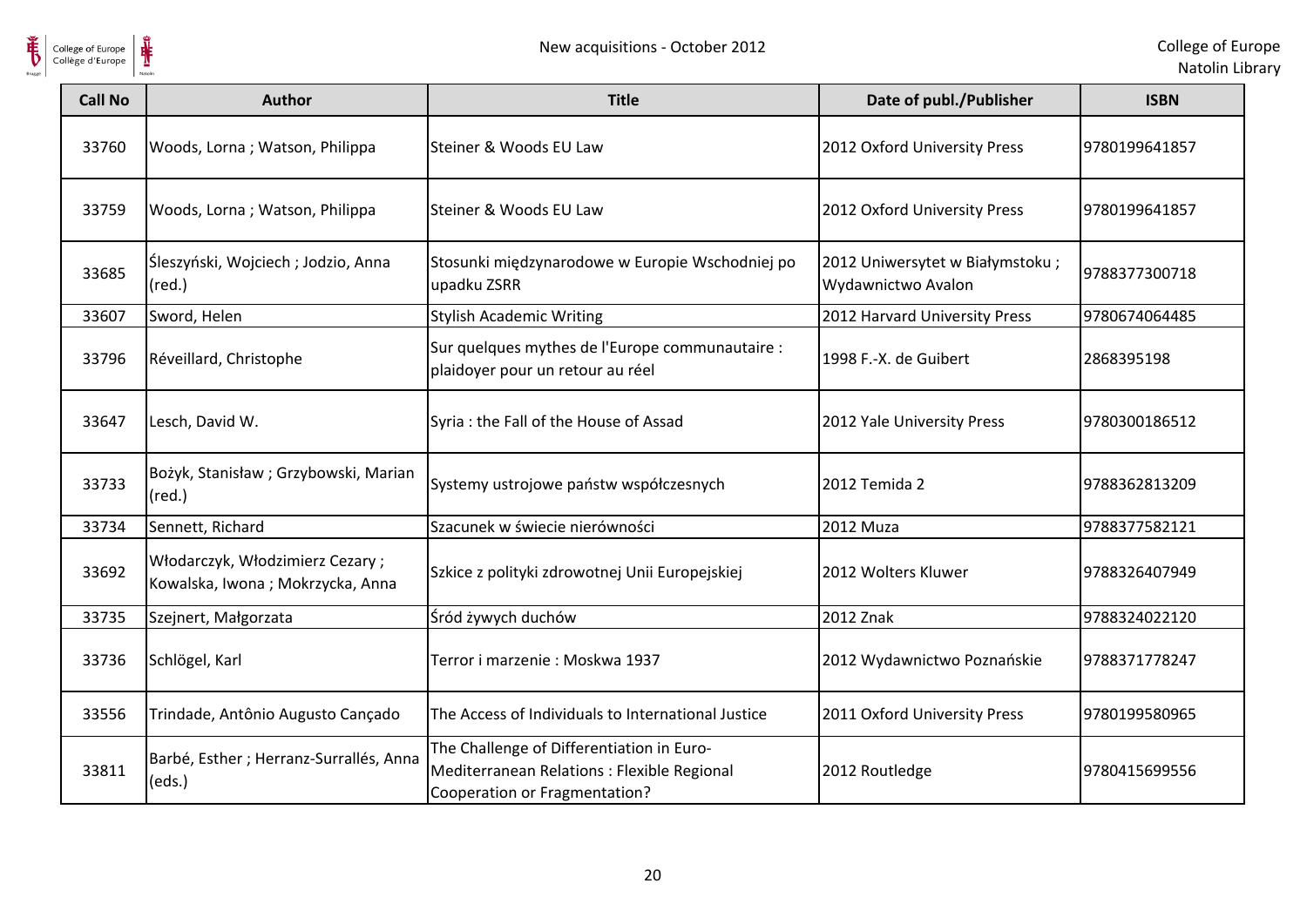| Call No | Author | Title | Date of publ./Publisher | ISBN |
| --- | --- | --- | --- | --- |
| 33760 | Woods, Lorna ; Watson, Philippa | Steiner & Woods EU Law | 2012 Oxford University Press | 9780199641857 |
| 33759 | Woods, Lorna ; Watson, Philippa | Steiner & Woods EU Law | 2012 Oxford University Press | 9780199641857 |
| 33685 | Śleszyński, Wojciech ; Jodzio, Anna (red.) | Stosunki międzynarodowe w Europie Wschodniej po upadku ZSRR | 2012 Uniwersytet w Białymstoku ; Wydawnictwo Avalon | 9788377300718 |
| 33607 | Sword, Helen | Stylish Academic Writing | 2012 Harvard University Press | 9780674064485 |
| 33796 | Réveillard, Christophe | Sur quelques mythes de l'Europe communautaire : plaidoyer pour un retour au réel | 1998 F.-X. de Guibert | 2868395198 |
| 33647 | Lesch, David W. | Syria : the Fall of the House of Assad | 2012 Yale University Press | 9780300186512 |
| 33733 | Bożyk, Stanisław ; Grzybowski, Marian (red.) | Systemy ustrojowe państw współczesnych | 2012 Temida 2 | 9788362813209 |
| 33734 | Sennett, Richard | Szacunek w świecie nierówności | 2012 Muza | 9788377582121 |
| 33692 | Włodarczyk, Włodzimierz Cezary ; Kowalska, Iwona ; Mokrzycka, Anna | Szkice z polityki zdrowotnej Unii Europejskiej | 2012 Wolters Kluwer | 9788326407949 |
| 33735 | Szejnert, Małgorzata | Śród żywych duchów | 2012 Znak | 9788324022120 |
| 33736 | Schlögel, Karl | Terror i marzenie : Moskwa 1937 | 2012 Wydawnictwo Poznańskie | 9788371778247 |
| 33556 | Trindade, Antônio Augusto Cançado | The Access of Individuals to International Justice | 2011 Oxford University Press | 9780199580965 |
| 33811 | Barbé, Esther ; Herranz-Surrallés, Anna (eds.) | The Challenge of Differentiation in Euro-Mediterranean Relations : Flexible Regional Cooperation or Fragmentation? | 2012 Routledge | 9780415699556 |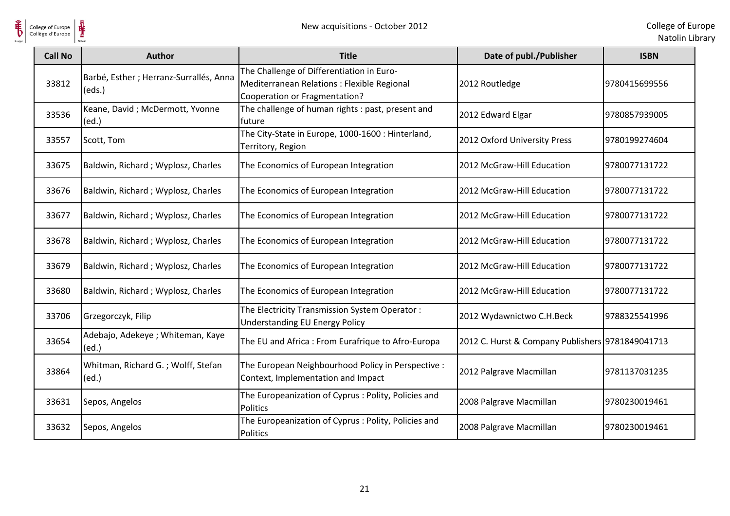| Call No | Author | Title | Date of publ./Publisher | ISBN |
|---|---|---|---|---|
| 33812 | Barbé, Esther ; Herranz-Surrallés, Anna (eds.) | The Challenge of Differentiation in Euro-Mediterranean Relations : Flexible Regional Cooperation or Fragmentation? | 2012 Routledge | 9780415699556 |
| 33536 | Keane, David ; McDermott, Yvonne (ed.) | The challenge of human rights : past, present and future | 2012 Edward Elgar | 9780857939005 |
| 33557 | Scott, Tom | The City-State in Europe, 1000-1600 : Hinterland, Territory, Region | 2012 Oxford University Press | 9780199274604 |
| 33675 | Baldwin, Richard ; Wyplosz, Charles | The Economics of European Integration | 2012 McGraw-Hill Education | 9780077131722 |
| 33676 | Baldwin, Richard ; Wyplosz, Charles | The Economics of European Integration | 2012 McGraw-Hill Education | 9780077131722 |
| 33677 | Baldwin, Richard ; Wyplosz, Charles | The Economics of European Integration | 2012 McGraw-Hill Education | 9780077131722 |
| 33678 | Baldwin, Richard ; Wyplosz, Charles | The Economics of European Integration | 2012 McGraw-Hill Education | 9780077131722 |
| 33679 | Baldwin, Richard ; Wyplosz, Charles | The Economics of European Integration | 2012 McGraw-Hill Education | 9780077131722 |
| 33680 | Baldwin, Richard ; Wyplosz, Charles | The Economics of European Integration | 2012 McGraw-Hill Education | 9780077131722 |
| 33706 | Grzegorczyk, Filip | The Electricity Transmission System Operator : Understanding EU Energy Policy | 2012 Wydawnictwo C.H.Beck | 9788325541996 |
| 33654 | Adebajo, Adekeye ; Whiteman, Kaye (ed.) | The EU and Africa : From Eurafrique to Afro-Europa | 2012 C. Hurst & Company Publishers | 9781849041713 |
| 33864 | Whitman, Richard G. ; Wolff, Stefan (ed.) | The European Neighbourhood Policy in Perspective : Context, Implementation and Impact | 2012 Palgrave Macmillan | 9781137031235 |
| 33631 | Sepos, Angelos | The Europeanization of Cyprus : Polity, Policies and Politics | 2008 Palgrave Macmillan | 9780230019461 |
| 33632 | Sepos, Angelos | The Europeanization of Cyprus : Polity, Policies and Politics | 2008 Palgrave Macmillan | 9780230019461 |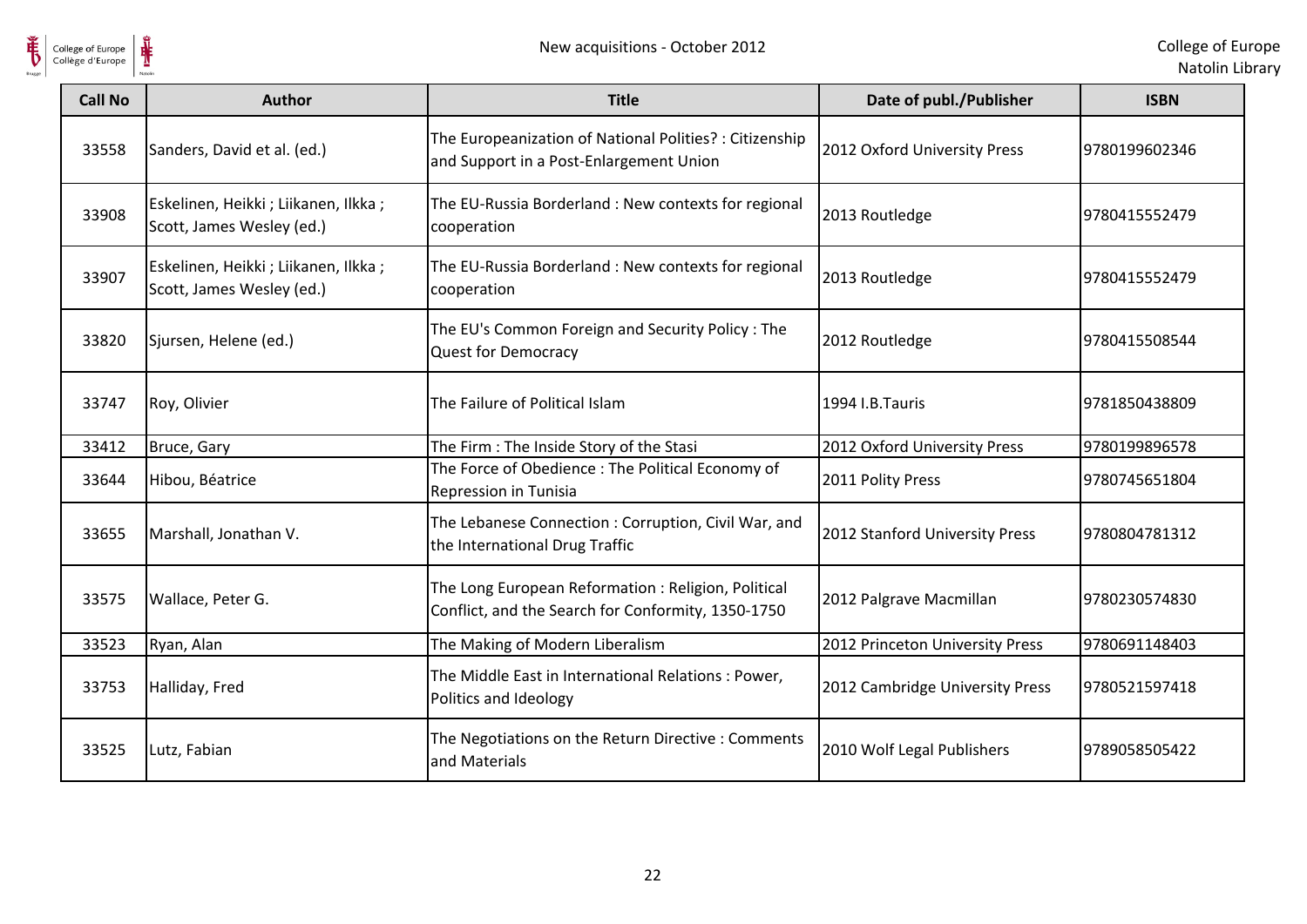| Call No | Author | Title | Date of publ./Publisher | ISBN |
|---|---|---|---|---|
| 33558 | Sanders, David et al. (ed.) | The Europeanization of National Polities? : Citizenship and Support in a Post-Enlargement Union | 2012 Oxford University Press | 9780199602346 |
| 33908 | Eskelinen, Heikki ; Liikanen, Ilkka ; Scott, James Wesley (ed.) | The EU-Russia Borderland : New contexts for regional cooperation | 2013 Routledge | 9780415552479 |
| 33907 | Eskelinen, Heikki ; Liikanen, Ilkka ; Scott, James Wesley (ed.) | The EU-Russia Borderland : New contexts for regional cooperation | 2013 Routledge | 9780415552479 |
| 33820 | Sjursen, Helene (ed.) | The EU's Common Foreign and Security Policy : The Quest for Democracy | 2012 Routledge | 9780415508544 |
| 33747 | Roy, Olivier | The Failure of Political Islam | 1994 I.B.Tauris | 9781850438809 |
| 33412 | Bruce, Gary | The Firm : The Inside Story of the Stasi | 2012 Oxford University Press | 9780199896578 |
| 33644 | Hibou, Béatrice | The Force of Obedience : The Political Economy of Repression in Tunisia | 2011 Polity Press | 9780745651804 |
| 33655 | Marshall, Jonathan V. | The Lebanese Connection : Corruption, Civil War, and the International Drug Traffic | 2012 Stanford University Press | 9780804781312 |
| 33575 | Wallace, Peter G. | The Long European Reformation : Religion, Political Conflict, and the Search for Conformity, 1350-1750 | 2012 Palgrave Macmillan | 9780230574830 |
| 33523 | Ryan, Alan | The Making of Modern Liberalism | 2012 Princeton University Press | 9780691148403 |
| 33753 | Halliday, Fred | The Middle East in International Relations : Power, Politics and Ideology | 2012 Cambridge University Press | 9780521597418 |
| 33525 | Lutz, Fabian | The Negotiations on the Return Directive : Comments and Materials | 2010 Wolf Legal Publishers | 9789058505422 |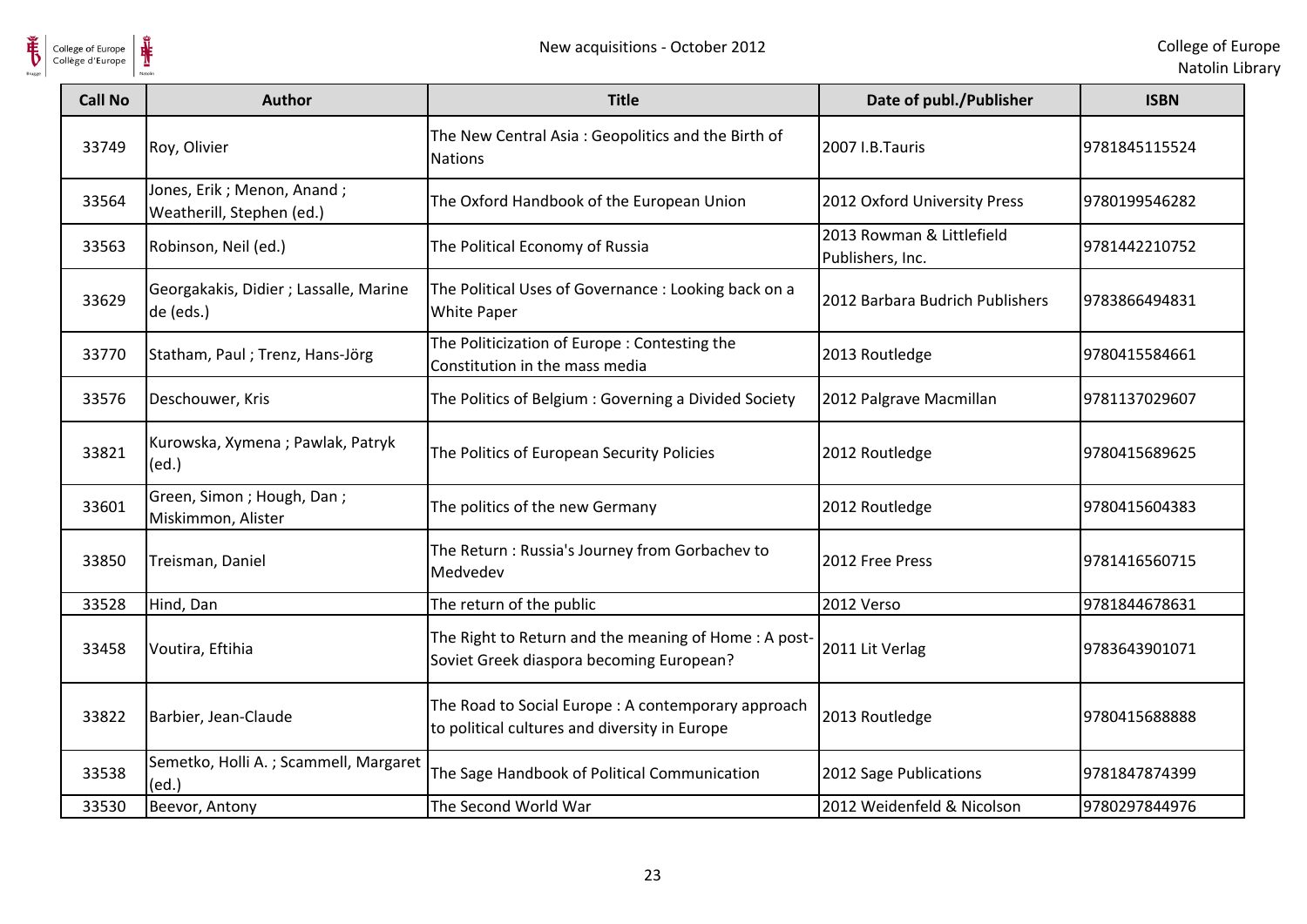| Call No | Author | Title | Date of publ./Publisher | ISBN |
| --- | --- | --- | --- | --- |
| 33749 | Roy, Olivier | The New Central Asia : Geopolitics and the Birth of Nations | 2007 I.B.Tauris | 9781845115524 |
| 33564 | Jones, Erik ; Menon, Anand ; Weatherill, Stephen (ed.) | The Oxford Handbook of the European Union | 2012 Oxford University Press | 9780199546282 |
| 33563 | Robinson, Neil (ed.) | The Political Economy of Russia | 2013 Rowman & Littlefield Publishers, Inc. | 9781442210752 |
| 33629 | Georgakakis, Didier ; Lassalle, Marine de (eds.) | The Political Uses of Governance : Looking back on a White Paper | 2012 Barbara Budrich Publishers | 9783866494831 |
| 33770 | Statham, Paul ; Trenz, Hans-Jörg | The Politicization of Europe : Contesting the Constitution in the mass media | 2013 Routledge | 9780415584661 |
| 33576 | Deschouwer, Kris | The Politics of Belgium : Governing a Divided Society | 2012 Palgrave Macmillan | 9781137029607 |
| 33821 | Kurowska, Xymena ; Pawlak, Patryk (ed.) | The Politics of European Security Policies | 2012 Routledge | 9780415689625 |
| 33601 | Green, Simon ; Hough, Dan ; Miskimmon, Alister | The politics of the new Germany | 2012 Routledge | 9780415604383 |
| 33850 | Treisman, Daniel | The Return : Russia's Journey from Gorbachev to Medvedev | 2012 Free Press | 9781416560715 |
| 33528 | Hind, Dan | The return of the public | 2012 Verso | 9781844678631 |
| 33458 | Voutira, Eftihia | The Right to Return and the meaning of Home : A post-Soviet Greek diaspora becoming European? | 2011 Lit Verlag | 9783643901071 |
| 33822 | Barbier, Jean-Claude | The Road to Social Europe : A contemporary approach to political cultures and diversity in Europe | 2013 Routledge | 9780415688888 |
| 33538 | Semetko, Holli A. ; Scammell, Margaret (ed.) | The Sage Handbook of Political Communication | 2012 Sage Publications | 9781847874399 |
| 33530 | Beevor, Antony | The Second World War | 2012 Weidenfeld & Nicolson | 9780297844976 |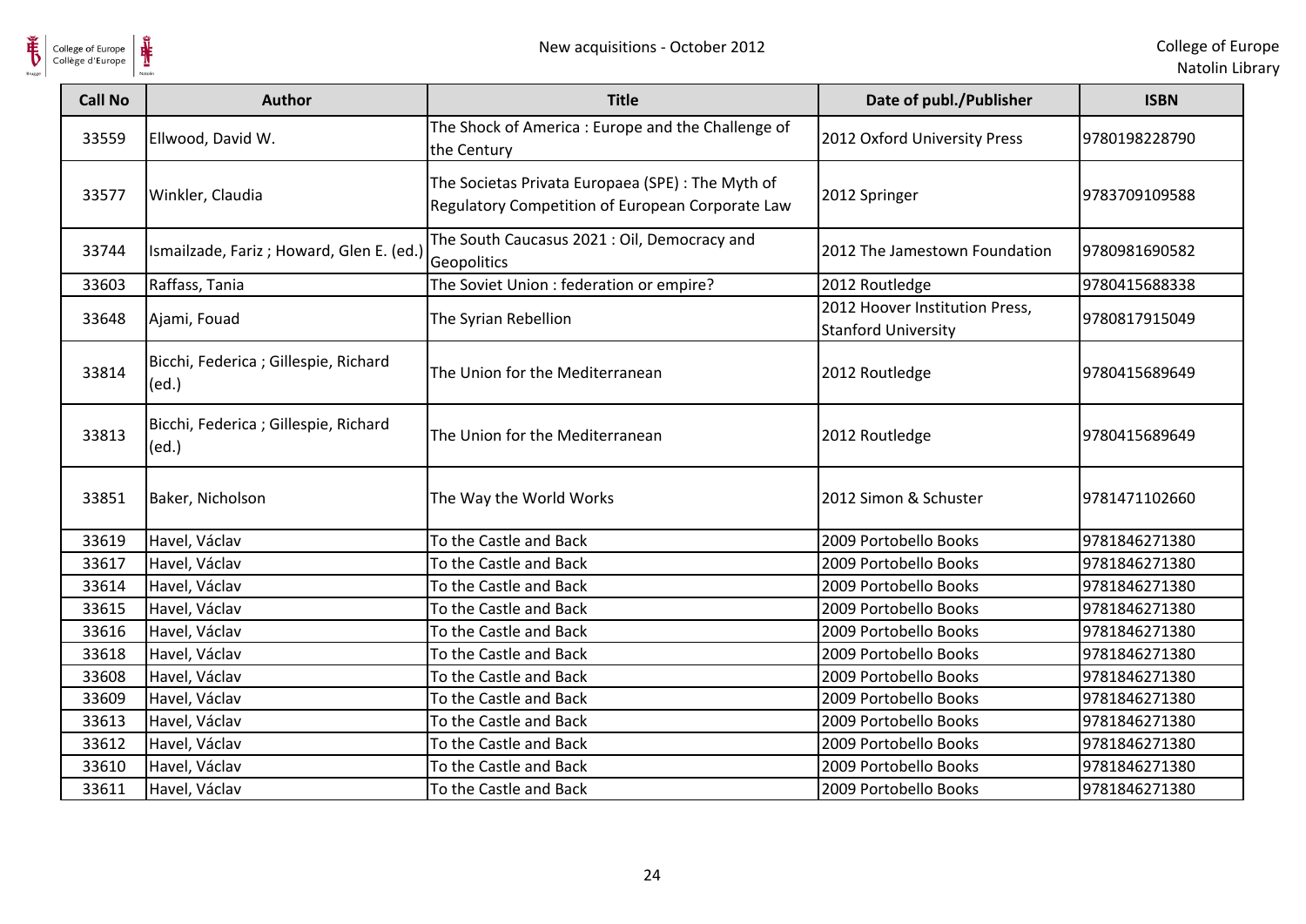| Call No | Author | Title | Date of publ./Publisher | ISBN |
| --- | --- | --- | --- | --- |
| 33559 | Ellwood, David W. | The Shock of America : Europe and the Challenge of the Century | 2012 Oxford University Press | 9780198228790 |
| 33577 | Winkler, Claudia | The Societas Privata Europaea (SPE) : The Myth of Regulatory Competition of European Corporate Law | 2012 Springer | 9783709109588 |
| 33744 | Ismailzade, Fariz ; Howard, Glen E. (ed.) | The South Caucasus 2021 : Oil, Democracy and Geopolitics | 2012 The Jamestown Foundation | 9780981690582 |
| 33603 | Raffass, Tania | The Soviet Union : federation or empire? | 2012 Routledge | 9780415688338 |
| 33648 | Ajami, Fouad | The Syrian Rebellion | 2012 Hoover Institution Press, Stanford University | 9780817915049 |
| 33814 | Bicchi, Federica ; Gillespie, Richard (ed.) | The Union for the Mediterranean | 2012 Routledge | 9780415689649 |
| 33813 | Bicchi, Federica ; Gillespie, Richard (ed.) | The Union for the Mediterranean | 2012 Routledge | 9780415689649 |
| 33851 | Baker, Nicholson | The Way the World Works | 2012 Simon & Schuster | 9781471102660 |
| 33619 | Havel, Václav | To the Castle and Back | 2009 Portobello Books | 9781846271380 |
| 33617 | Havel, Václav | To the Castle and Back | 2009 Portobello Books | 9781846271380 |
| 33614 | Havel, Václav | To the Castle and Back | 2009 Portobello Books | 9781846271380 |
| 33615 | Havel, Václav | To the Castle and Back | 2009 Portobello Books | 9781846271380 |
| 33616 | Havel, Václav | To the Castle and Back | 2009 Portobello Books | 9781846271380 |
| 33618 | Havel, Václav | To the Castle and Back | 2009 Portobello Books | 9781846271380 |
| 33608 | Havel, Václav | To the Castle and Back | 2009 Portobello Books | 9781846271380 |
| 33609 | Havel, Václav | To the Castle and Back | 2009 Portobello Books | 9781846271380 |
| 33613 | Havel, Václav | To the Castle and Back | 2009 Portobello Books | 9781846271380 |
| 33612 | Havel, Václav | To the Castle and Back | 2009 Portobello Books | 9781846271380 |
| 33610 | Havel, Václav | To the Castle and Back | 2009 Portobello Books | 9781846271380 |
| 33611 | Havel, Václav | To the Castle and Back | 2009 Portobello Books | 9781846271380 |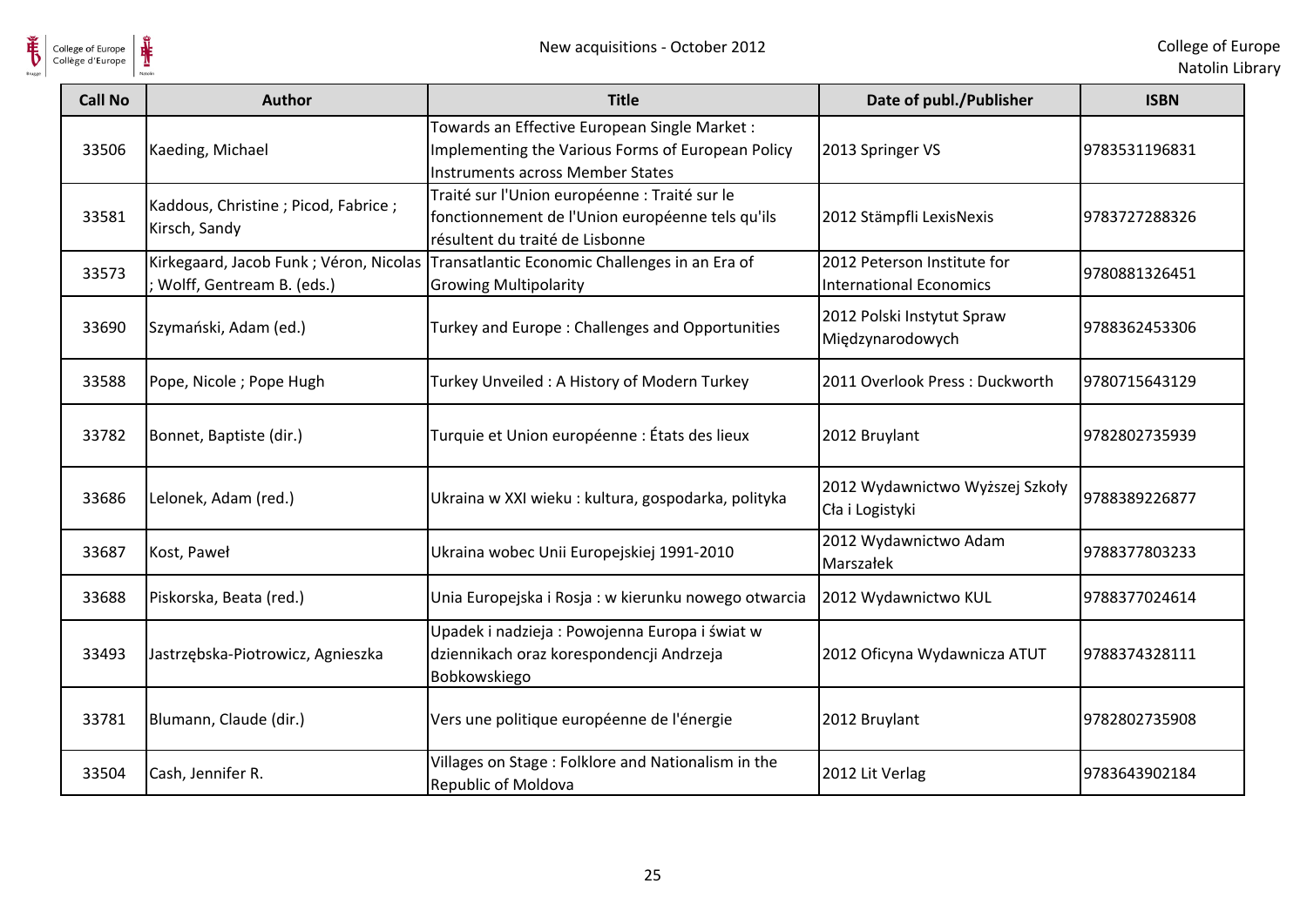| Call No | Author | Title | Date of publ./Publisher | ISBN |
|---|---|---|---|---|
| 33506 | Kaeding, Michael | Towards an Effective European Single Market : Implementing the Various Forms of European Policy Instruments across Member States | 2013 Springer VS | 9783531196831 |
| 33581 | Kaddous, Christine ; Picod, Fabrice ; Kirsch, Sandy | Traité sur l'Union européenne : Traité sur le fonctionnement de l'Union européenne tels qu'ils résultent du traité de Lisbonne | 2012 Stämpfli LexisNexis | 9783727288326 |
| 33573 | Kirkegaard, Jacob Funk ; Véron, Nicolas ; Wolff, Gentream B. (eds.) | Transatlantic Economic Challenges in an Era of Growing Multipolarity | 2012 Peterson Institute for International Economics | 9780881326451 |
| 33690 | Szymański, Adam (ed.) | Turkey and Europe : Challenges and Opportunities | 2012 Polski Instytut Spraw Międzynarodowych | 9788362453306 |
| 33588 | Pope, Nicole ; Pope Hugh | Turkey Unveiled : A History of Modern Turkey | 2011 Overlook Press : Duckworth | 9780715643129 |
| 33782 | Bonnet, Baptiste (dir.) | Turquie et Union européenne : États des lieux | 2012 Bruylant | 9782802735939 |
| 33686 | Lelonek, Adam (red.) | Ukraina w XXI wieku : kultura, gospodarka, polityka | 2012 Wydawnictwo Wyższej Szkoły Cła i Logistyki | 9788389226877 |
| 33687 | Kost, Paweł | Ukraina wobec Unii Europejskiej 1991-2010 | 2012 Wydawnictwo Adam Marszałek | 9788377803233 |
| 33688 | Piskorska, Beata (red.) | Unia Europejska i Rosja : w kierunku nowego otwarcia | 2012 Wydawnictwo KUL | 9788377024614 |
| 33493 | Jastrzębska-Piotrowicz, Agnieszka | Upadek i nadzieja : Powojenna Europa i świat w dziennikach oraz korespondencji Andrzeja Bobkowskiego | 2012 Oficyna Wydawnicza ATUT | 9788374328111 |
| 33781 | Blumann, Claude (dir.) | Vers une politique européenne de l'énergie | 2012 Bruylant | 9782802735908 |
| 33504 | Cash, Jennifer R. | Villages on Stage : Folklore and Nationalism in the Republic of Moldova | 2012 Lit Verlag | 9783643902184 |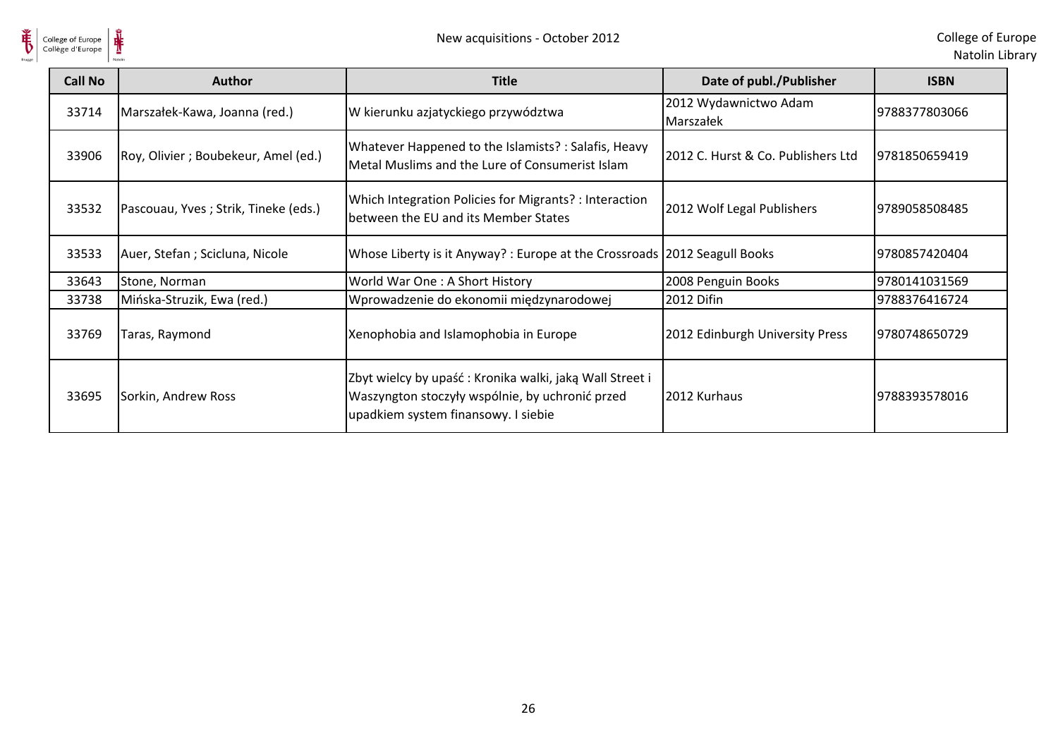| Call No | Author | Title | Date of publ./Publisher | ISBN |
|---|---|---|---|---|
| 33714 | Marszałek-Kawa, Joanna (red.) | W kierunku azjatyckiego przywództwa | 2012 Wydawnictwo Adam Marszałek | 9788377803066 |
| 33906 | Roy, Olivier ; Boubekeur, Amel (ed.) | Whatever Happened to the Islamists? : Salafis, Heavy Metal Muslims and the Lure of Consumerist Islam | 2012 C. Hurst & Co. Publishers Ltd | 9781850659419 |
| 33532 | Pascouau, Yves ; Strik, Tineke (eds.) | Which Integration Policies for Migrants? : Interaction between the EU and its Member States | 2012 Wolf Legal Publishers | 9789058508485 |
| 33533 | Auer, Stefan ; Scicluna, Nicole | Whose Liberty is it Anyway? : Europe at the Crossroads | 2012 Seagull Books | 9780857420404 |
| 33643 | Stone, Norman | World War One : A Short History | 2008 Penguin Books | 9780141031569 |
| 33738 | Mińska-Struzik, Ewa (red.) | Wprowadzenie do ekonomii międzynarodowej | 2012 Difin | 9788376416724 |
| 33769 | Taras, Raymond | Xenophobia and Islamophobia in Europe | 2012 Edinburgh University Press | 9780748650729 |
| 33695 | Sorkin, Andrew Ross | Zbyt wielcy by upaść : Kronika walki, jaką Wall Street i Waszyngton stoczyły wspólnie, by uchronić przed upadkiem system finansowy. I siebie | 2012 Kurhaus | 9788393578016 |